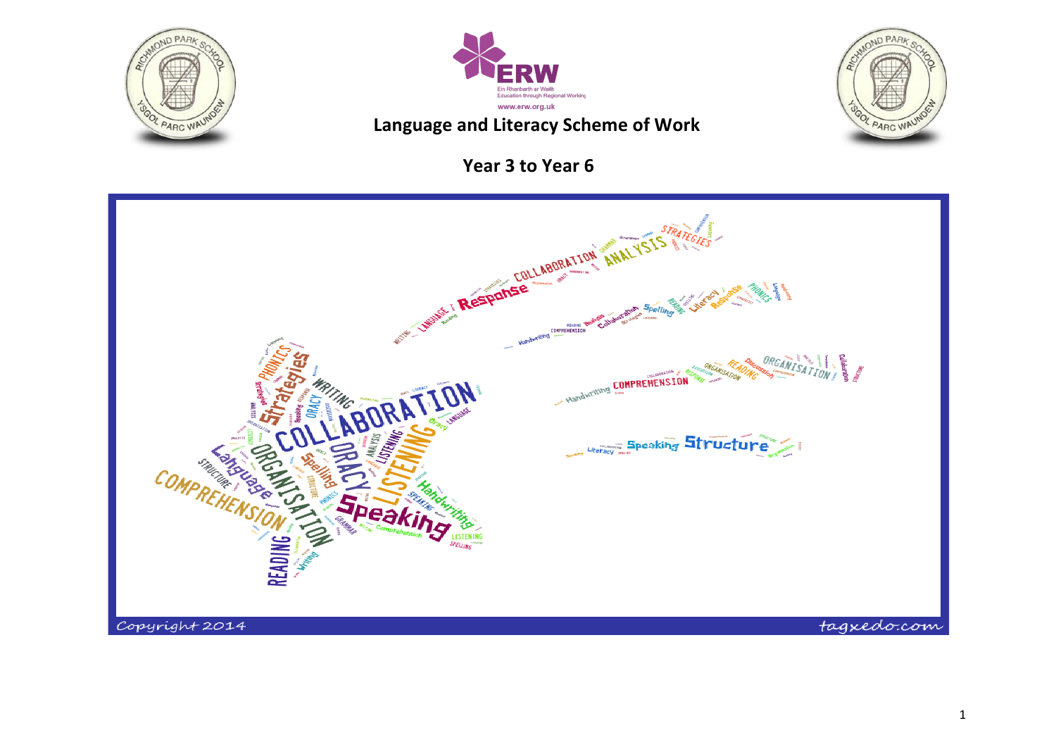# Language and Literacy Scheme of Work

## Year 3 to Year 6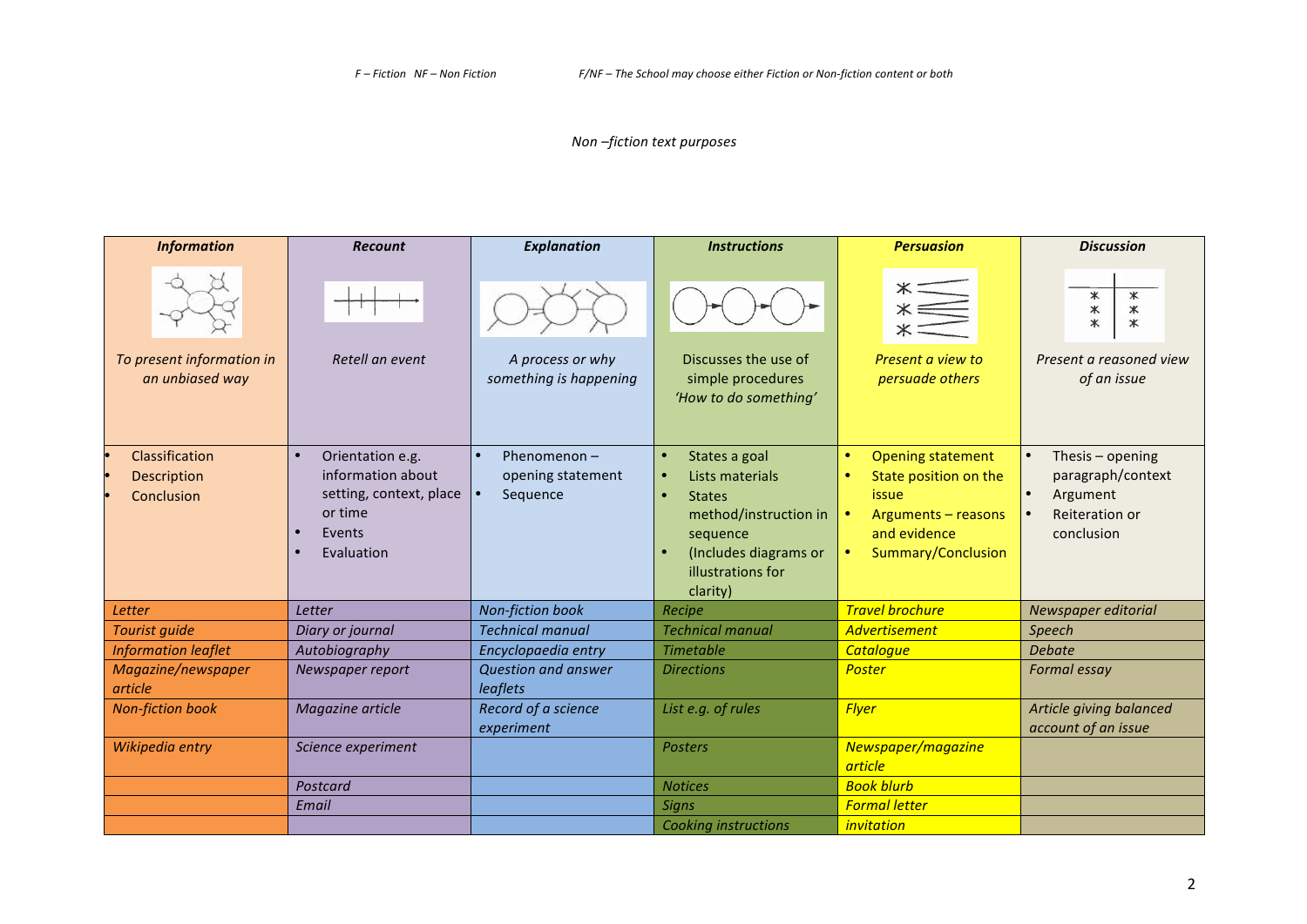*F – Fiction   NF – Non Fiction*                    *F/NF – The School may choose either Fiction or Non-fiction content or both*

*Non –fiction text purposes*

| ***Information*** | ***Recount*** | ***Explanation*** | ***Instructions*** | ***Persuasion*** | ***Discussion*** |
|---|---|---|---|---|---|
| *To present information in an unbiased way* | *Retell an event* | *A process or why something is happening* | Discusses the use of simple procedures *'How to do something'* | *Present a view to persuade others* | *Present a reasoned view of an issue* |
| • Classification<br>• Description<br>• Conclusion | • Orientation e.g. information about setting, context, place or time<br>• Events<br>• Evaluation | • Phenomenon – opening statement<br>• Sequence | • States a goal<br>• Lists materials<br>• States method/instruction in sequence<br>• (Includes diagrams or illustrations for clarity) | • Opening statement<br>• State position on the issue<br>• Arguments – reasons and evidence<br>• Summary/Conclusion | • Thesis – opening paragraph/context<br>• Argument<br>• Reiteration or conclusion |
| *Letter* | *Letter* | *Non-fiction book* | *Recipe* | *Travel brochure* | *Newspaper editorial* |
| *Tourist guide* | *Diary or journal* | *Technical manual* | *Technical manual* | *Advertisement* | *Speech* |
| *Information leaflet* | *Autobiography* | *Encyclopaedia entry* | *Timetable* | *Catalogue* | *Debate* |
| *Magazine/newspaper article* | *Newspaper report* | *Question and answer leaflets* | *Directions* | *Poster* | *Formal essay* |
| *Non-fiction book* | *Magazine article* | *Record of a science experiment* | *List e.g. of rules* | *Flyer* | *Article giving balanced account of an issue* |
| *Wikipedia entry* | *Science experiment* | | *Posters* | *Newspaper/magazine article* | |
| | *Postcard* | | *Notices* | *Book blurb* | |
| | *Email* | | *Signs* | *Formal letter* | |
| | | | *Cooking instructions* | *invitation* | |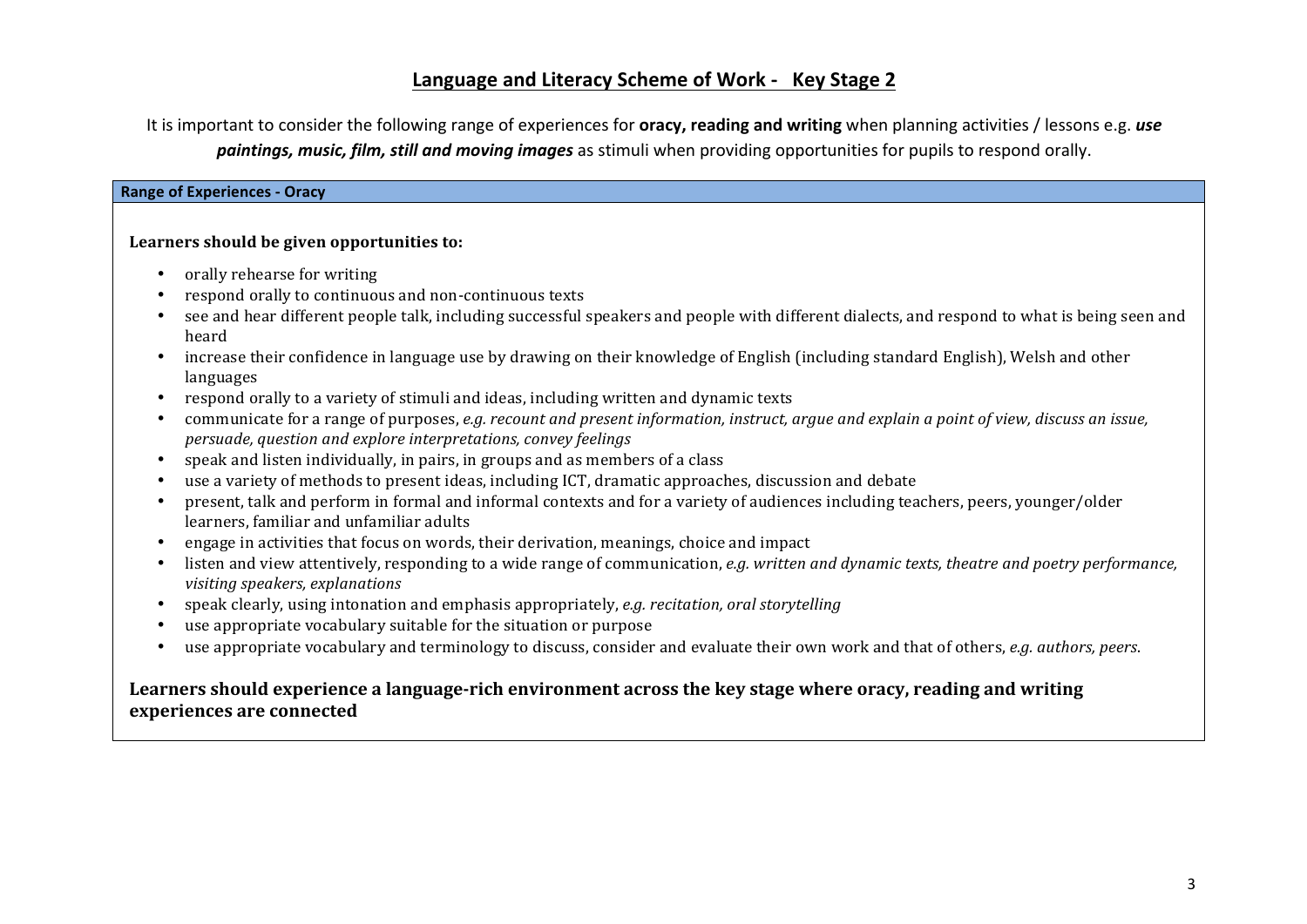## Language and Literacy Scheme of Work - Key Stage 2

It is important to consider the following range of experiences for **oracy, reading and writing** when planning activities / lessons e.g. ***use paintings, music, film, still and moving images*** as stimuli when providing opportunities for pupils to respond orally.

| Range of Experiences - Oracy |
|---|
| **Learners should be given opportunities to:**<br><br>• orally rehearse for writing<br>• respond orally to continuous and non-continuous texts<br>• see and hear different people talk, including successful speakers and people with different dialects, and respond to what is being seen and heard<br>• increase their confidence in language use by drawing on their knowledge of English (including standard English), Welsh and other languages<br>• respond orally to a variety of stimuli and ideas, including written and dynamic texts<br>• communicate for a range of purposes, *e.g. recount and present information, instruct, argue and explain a point of view, discuss an issue, persuade, question and explore interpretations, convey feelings*<br>• speak and listen individually, in pairs, in groups and as members of a class<br>• use a variety of methods to present ideas, including ICT, dramatic approaches, discussion and debate<br>• present, talk and perform in formal and informal contexts and for a variety of audiences including teachers, peers, younger/older learners, familiar and unfamiliar adults<br>• engage in activities that focus on words, their derivation, meanings, choice and impact<br>• listen and view attentively, responding to a wide range of communication, *e.g. written and dynamic texts, theatre and poetry performance, visiting speakers, explanations*<br>• speak clearly, using intonation and emphasis appropriately, *e.g. recitation, oral storytelling*<br>• use appropriate vocabulary suitable for the situation or purpose<br>• use appropriate vocabulary and terminology to discuss, consider and evaluate their own work and that of others, *e.g. authors, peers*.<br><br>**Learners should experience a language-rich environment across the key stage where oracy, reading and writing experiences are connected** |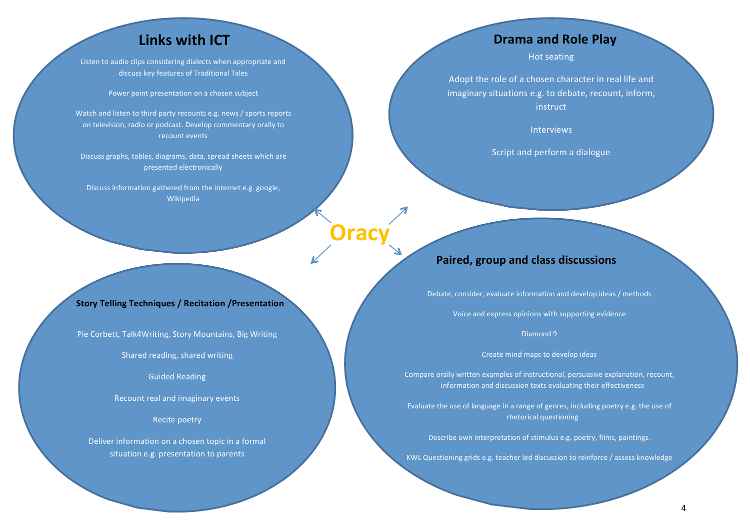# Oracy

## Links with ICT

Listen to audio clips considering dialects when appropriate and discuss key features of Traditional Tales

Power point presentation on a chosen subject

Watch and listen to third party recounts e.g. news / sports reports on television, radio or podcast. Develop commentary orally to recount events

Discuss graphs, tables, diagrams, data, spread sheets which are presented electronically

Discuss information gathered from the internet e.g. google, Wikipedia

## Drama and Role Play

Hot seating

Adopt the role of a chosen character in real life and imaginary situations e.g. to debate, recount, inform, instruct

Interviews

Script and perform a dialogue

## Story Telling Techniques / Recitation /Presentation

Pie Corbett, Talk4Writing, Story Mountains, Big Writing

Shared reading, shared writing

Guided Reading

Recount real and imaginary events

Recite poetry

Deliver information on a chosen topic in a formal situation e.g. presentation to parents

## Paired, group and class discussions

Debate, consider, evaluate information and develop ideas / methods

Voice and express opinions with supporting evidence

Diamond 9

Create mind maps to develop ideas

Compare orally written examples of instructional, persuasive explanation, recount, information and discussion texts evaluating their effectiveness

Evaluate the use of language in a range of genres, including poetry e.g. the use of rhetorical questioning

Describe own interpretation of stimulus e.g. poetry, films, paintings.

KWL Questioning grids e.g. teacher led discussion to reinforce / assess knowledge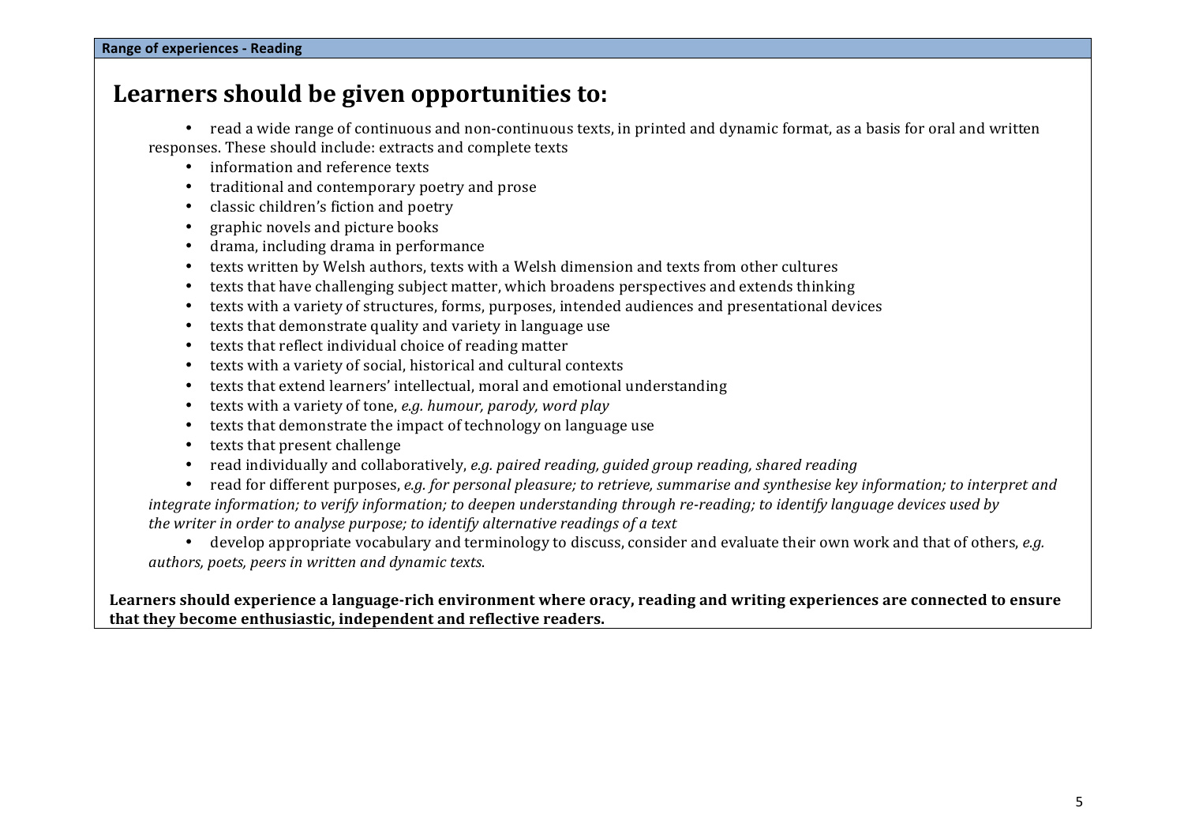**Range of experiences - Reading**

## Learners should be given opportunities to:

- read a wide range of continuous and non-continuous texts, in printed and dynamic format, as a basis for oral and written responses. These should include: extracts and complete texts
  - information and reference texts
  - traditional and contemporary poetry and prose
  - classic children's fiction and poetry
  - graphic novels and picture books
  - drama, including drama in performance
  - texts written by Welsh authors, texts with a Welsh dimension and texts from other cultures
  - texts that have challenging subject matter, which broadens perspectives and extends thinking
  - texts with a variety of structures, forms, purposes, intended audiences and presentational devices
  - texts that demonstrate quality and variety in language use
  - texts that reflect individual choice of reading matter
  - texts with a variety of social, historical and cultural contexts
  - texts that extend learners' intellectual, moral and emotional understanding
  - texts with a variety of tone, *e.g. humour, parody, word play*
  - texts that demonstrate the impact of technology on language use
  - texts that present challenge
- read individually and collaboratively, *e.g. paired reading, guided group reading, shared reading*
- read for different purposes, *e.g. for personal pleasure; to retrieve, summarise and synthesise key information; to interpret and integrate information; to verify information; to deepen understanding through re-reading; to identify language devices used by the writer in order to analyse purpose; to identify alternative readings of a text*
- develop appropriate vocabulary and terminology to discuss, consider and evaluate their own work and that of others, *e.g. authors, poets, peers in written and dynamic texts.*

**Learners should experience a language-rich environment where oracy, reading and writing experiences are connected to ensure that they become enthusiastic, independent and reflective readers.**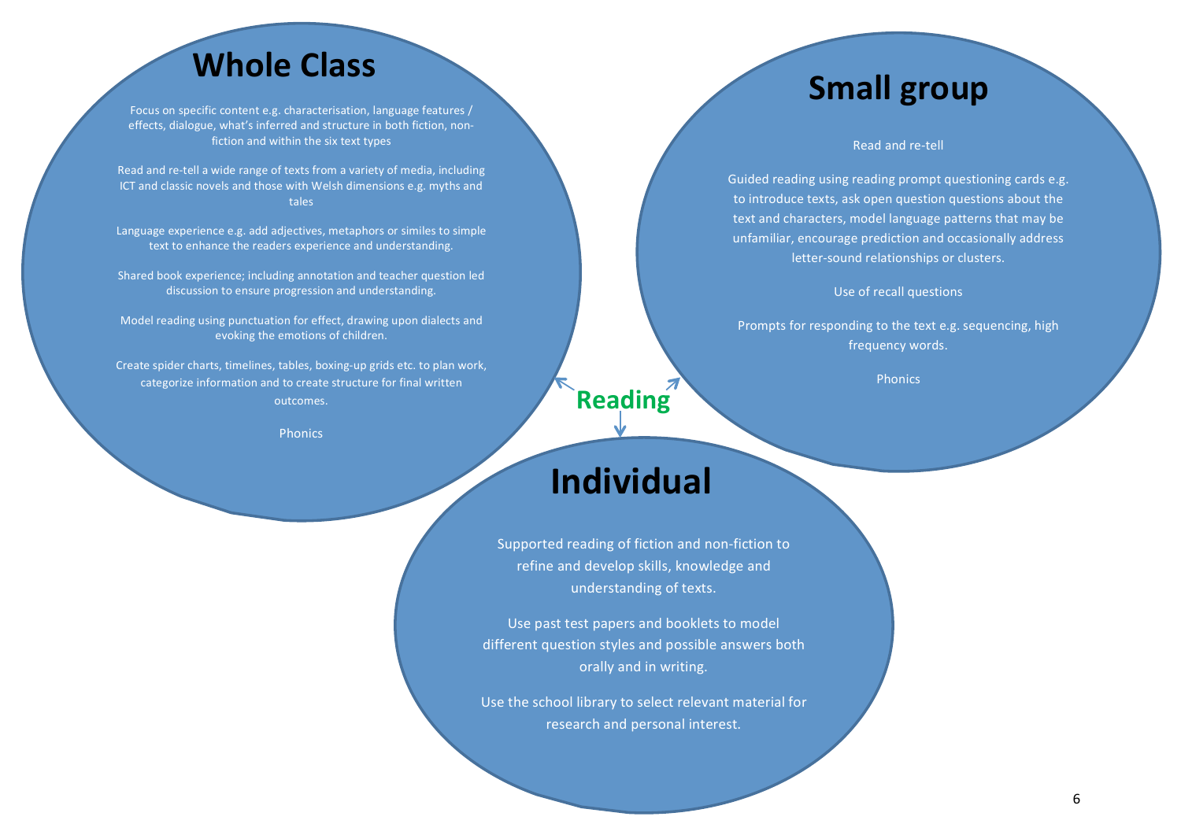# Reading

## Whole Class

Focus on specific content e.g. characterisation, language features / effects, dialogue, what's inferred and structure in both fiction, non-fiction and within the six text types

Read and re-tell a wide range of texts from a variety of media, including ICT and classic novels and those with Welsh dimensions e.g. myths and tales

Language experience e.g. add adjectives, metaphors or similes to simple text to enhance the readers experience and understanding.

Shared book experience; including annotation and teacher question led discussion to ensure progression and understanding.

Model reading using punctuation for effect, drawing upon dialects and evoking the emotions of children.

Create spider charts, timelines, tables, boxing-up grids etc. to plan work, categorize information and to create structure for final written outcomes.

Phonics

## Small group

Read and re-tell

Guided reading using reading prompt questioning cards e.g. to introduce texts, ask open question questions about the text and characters, model language patterns that may be unfamiliar, encourage prediction and occasionally address letter-sound relationships or clusters.

Use of recall questions

Prompts for responding to the text e.g. sequencing, high frequency words.

Phonics

## Individual

Supported reading of fiction and non-fiction to refine and develop skills, knowledge and understanding of texts.

Use past test papers and booklets to model different question styles and possible answers both orally and in writing.

Use the school library to select relevant material for research and personal interest.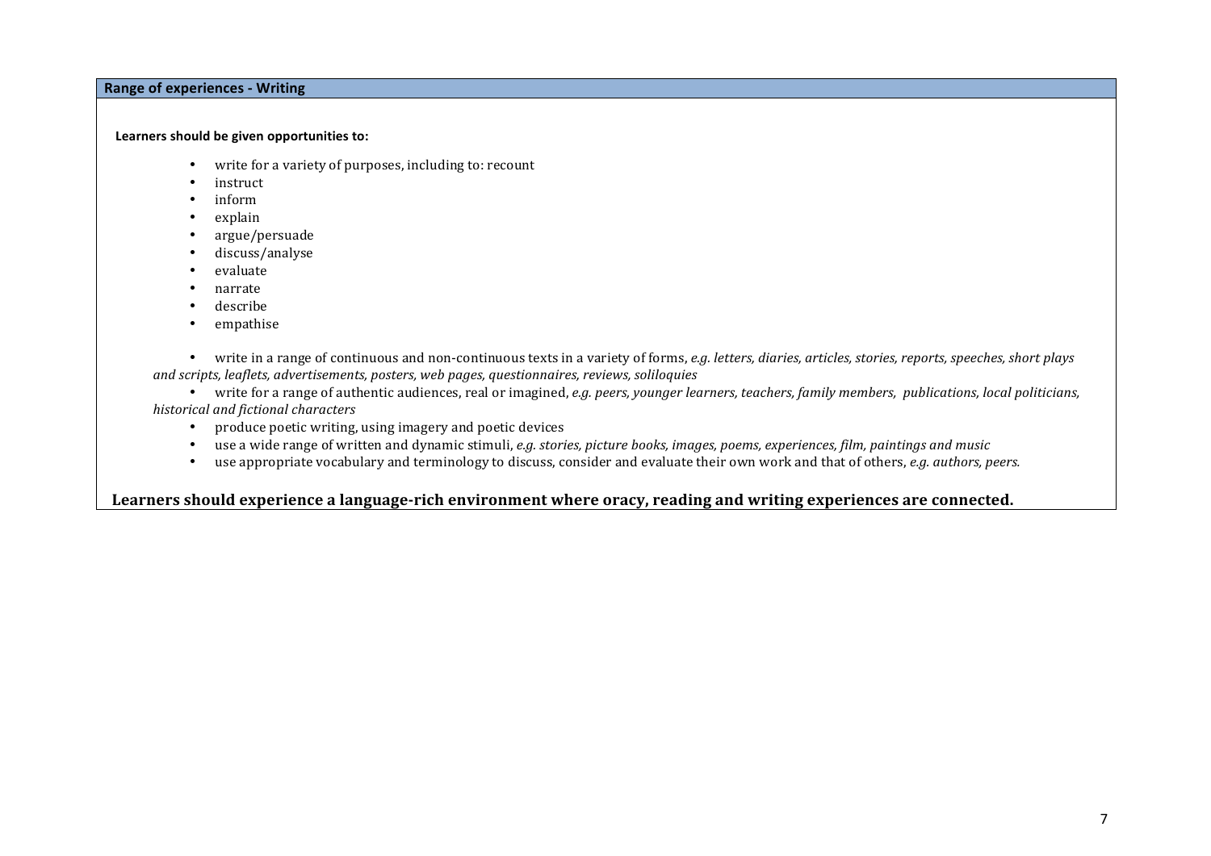## Range of experiences - Writing

**Learners should be given opportunities to:**

- write for a variety of purposes, including to: recount
- instruct
- inform
- explain
- argue/persuade
- discuss/analyse
- evaluate
- narrate
- describe
- empathise

- write in a range of continuous and non-continuous texts in a variety of forms, *e.g. letters, diaries, articles, stories, reports, speeches, short plays and scripts, leaflets, advertisements, posters, web pages, questionnaires, reviews, soliloquies*
- write for a range of authentic audiences, real or imagined, *e.g. peers, younger learners, teachers, family members, publications, local politicians, historical and fictional characters*
- produce poetic writing, using imagery and poetic devices
- use a wide range of written and dynamic stimuli, *e.g. stories, picture books, images, poems, experiences, film, paintings and music*
- use appropriate vocabulary and terminology to discuss, consider and evaluate their own work and that of others, *e.g. authors, peers.*

**Learners should experience a language-rich environment where oracy, reading and writing experiences are connected.**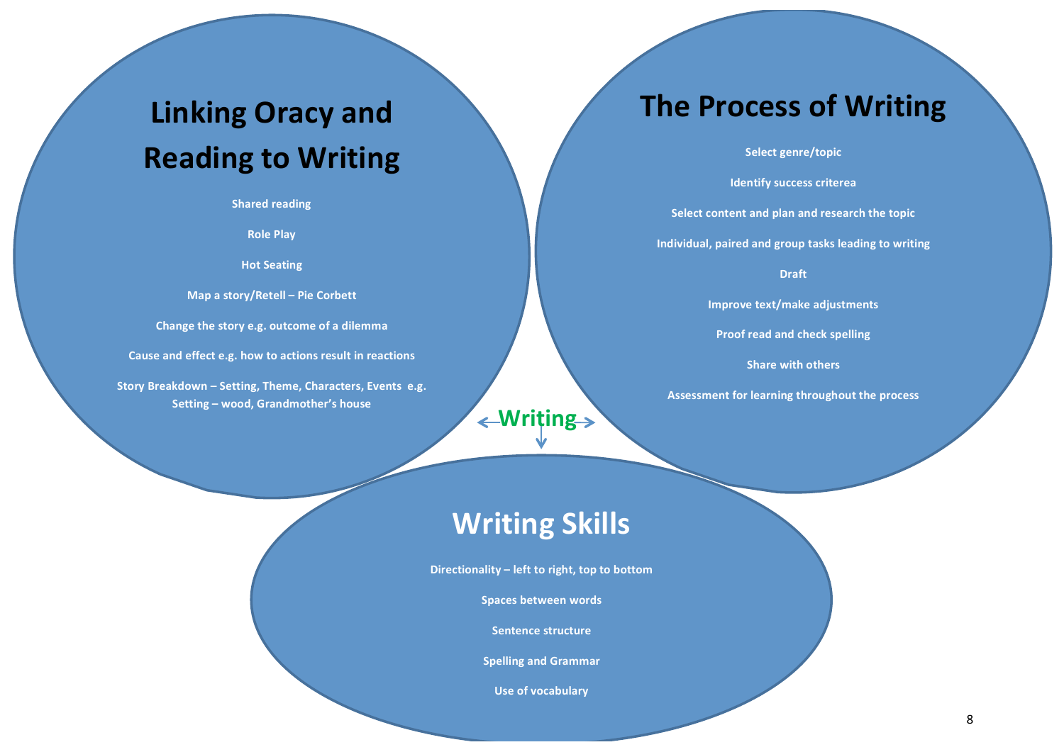## Linking Oracy and Reading to Writing

- Shared reading
- Role Play
- Hot Seating
- Map a story/Retell – Pie Corbett
- Change the story e.g. outcome of a dilemma
- Cause and effect e.g. how to actions result in reactions
- Story Breakdown – Setting, Theme, Characters, Events e.g. Setting – wood, Grandmother's house

## The Process of Writing

- Select genre/topic
- Identify success criterea
- Select content and plan and research the topic
- Individual, paired and group tasks leading to writing
- Draft
- Improve text/make adjustments
- Proof read and check spelling
- Share with others
- Assessment for learning throughout the process

**Writing**

## Writing Skills

- Directionality – left to right, top to bottom
- Spaces between words
- Sentence structure
- Spelling and Grammar
- Use of vocabulary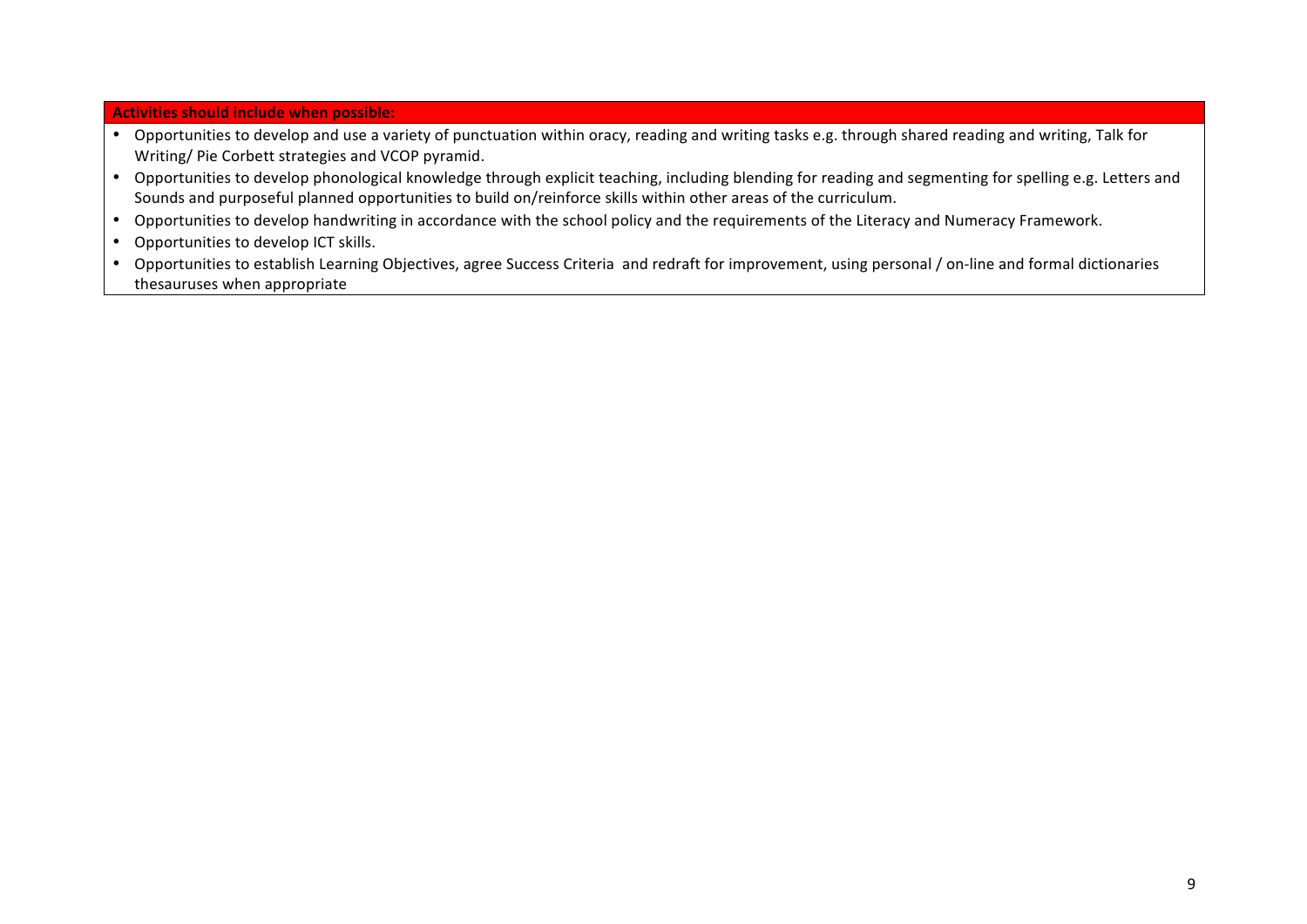| Activities should include when possible: |
| --- |
| • Opportunities to develop and use a variety of punctuation within oracy, reading and writing tasks e.g. through shared reading and writing, Talk for Writing/ Pie Corbett strategies and VCOP pyramid.<br>• Opportunities to develop phonological knowledge through explicit teaching, including blending for reading and segmenting for spelling e.g. Letters and Sounds and purposeful planned opportunities to build on/reinforce skills within other areas of the curriculum.<br>• Opportunities to develop handwriting in accordance with the school policy and the requirements of the Literacy and Numeracy Framework.<br>• Opportunities to develop ICT skills.<br>• Opportunities to establish Learning Objectives, agree Success Criteria and redraft for improvement, using personal / on-line and formal dictionaries thesauruses when appropriate |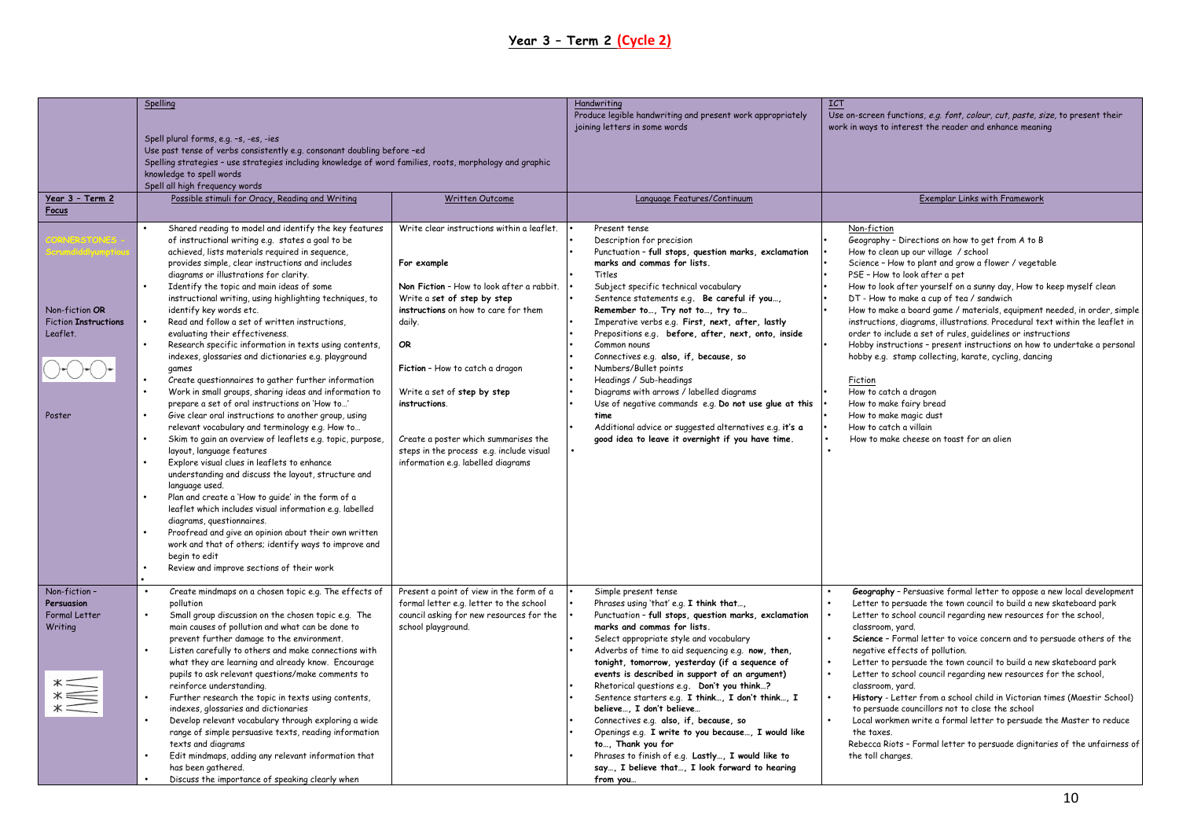## Year 3 – Term 2 (Cycle 2)

| | Spelling<br><br>Spell plural forms, e.g. –s, -es, -ies<br>Use past tense of verbs consistently e.g. consonant doubling before –ed<br>Spelling strategies – use strategies including knowledge of word families, roots, morphology and graphic knowledge to spell words<br>Spell all high frequency words | | Handwriting<br>Produce legible handwriting and present work appropriately joining letters in some words | ICT<br>Use on-screen functions, e.g. font, colour, cut, paste, size, to present their work in ways to interest the reader and enhance meaning |
|---|---|---|---|---|
| **Year 3 – Term 2 Focus** | **Possible stimuli for Oracy, Reading and Writing** | **Written Outcome** | **Language Features/Continuum** | **Exemplar Links with Framework** |
| CORNERSTONES – Scrumdiddlyumptious<br><br>Non-fiction **OR** Fiction **Instructions** Leaflet.<br><br>Poster | • Shared reading to model and identify the key features of instructional writing e.g. states a goal to be achieved, lists materials required in sequence, provides simple, clear instructions and includes diagrams or illustrations for clarity.<br>• Identify the topic and main ideas of some instructional writing, using highlighting techniques, to identify key words etc.<br>• Read and follow a set of written instructions, evaluating their effectiveness.<br>• Research specific information in texts using contents, indexes, glossaries and dictionaries e.g. playground games<br>• Create questionnaires to gather further information<br>• Work in small groups, sharing ideas and information to prepare a set of oral instructions on 'How to…'<br>• Give clear oral instructions to another group, using relevant vocabulary and terminology e.g. How to…<br>• Skim to gain an overview of leaflets e.g. topic, purpose, layout, language features<br>• Explore visual clues in leaflets to enhance understanding and discuss the layout, structure and language used.<br>• Plan and create a 'How to guide' in the form of a leaflet which includes visual information e.g. labelled diagrams, questionnaires.<br>• Proofread and give an opinion about their own written work and that of others; identify ways to improve and begin to edit<br>• Review and improve sections of their work<br>• | Write clear instructions within a leaflet.<br><br>**For example**<br><br>**Non Fiction** – How to look after a rabbit. Write a **set of step by step instructions** on how to care for them daily.<br><br>**OR**<br><br>**Fiction** – How to catch a dragon<br><br>Write a set of **step by step instructions**.<br><br>Create a poster which summarises the steps in the process e.g. include visual information e.g. labelled diagrams | • Present tense<br>• Description for precision<br>• Punctuation – **full stops, question marks, exclamation marks and commas for lists.**<br>• Titles<br>• Subject specific technical vocabulary<br>• Sentence statements e.g. **Be careful if you…, Remember to…, Try not to…, try to…**<br>• Imperative verbs e.g. **First, next, after, lastly**<br>• Prepositions e.g. **before, after, next, onto, inside**<br>• Common nouns<br>• Connectives e.g. **also, if, because, so**<br>• Numbers/Bullet points<br>• Headings / Sub-headings<br>• Diagrams with arrows / labelled diagrams<br>• Use of negative commands e.g. **Do not use glue at this time**<br>• Additional advice or suggested alternatives e.g. **it's a good idea to leave it overnight if you have time.**<br>• | Non-fiction<br>• Geography – Directions on how to get from A to B<br>• How to clean up our village / school<br>• Science – How to plant and grow a flower / vegetable<br>• PSE – How to look after a pet<br>• How to look after yourself on a sunny day, How to keep myself clean<br>• DT - How to make a cup of tea / sandwich<br>• How to make a board game / materials, equipment needed, in order, simple instructions, diagrams, illustrations. Procedural text within the leaflet in order to include a set of rules, guidelines or instructions<br>• Hobby instructions – present instructions on how to undertake a personal hobby e.g. stamp collecting, karate, cycling, dancing<br><br>Fiction<br>• How to catch a dragon<br>• How to make fairy bread<br>• How to make magic dust<br>• How to catch a villain<br>• How to make cheese on toast for an alien<br>• |
| Non-fiction – **Persuasion** Formal Letter Writing | • Create mindmaps on a chosen topic e.g. The effects of pollution<br>• Small group discussion on the chosen topic e.g. The main causes of pollution and what can be done to prevent further damage to the environment.<br>• Listen carefully to others and make connections with what they are learning and already know. Encourage pupils to ask relevant questions/make comments to reinforce understanding.<br>• Further research the topic in texts using contents, indexes, glossaries and dictionaries<br>• Develop relevant vocabulary through exploring a wide range of simple persuasive texts, reading information texts and diagrams<br>• Edit mindmaps, adding any relevant information that has been gathered.<br>• Discuss the importance of speaking clearly when | Present a point of view in the form of a formal letter e.g. letter to the school council asking for new resources for the school playground. | • Simple present tense<br>• Phrases using 'that' e.g. **I think that…,**<br>• Punctuation – **full stops, question marks, exclamation marks and commas for lists.**<br>• Select appropriate style and vocabulary<br>• Adverbs of time to aid sequencing e.g. **now, then, tonight, tomorrow, yesterday (if a sequence of events is described in support of an argument)**<br>• Rhetorical questions e.g. **Don't you think…?**<br>• Sentence starters e.g. **I think…, I don't think…, I believe…, I don't believe…**<br>• Connectives e.g. **also, if, because, so**<br>• Openings e.g. **I write to you because…, I would like to…, Thank you for**<br>• Phrases to finish of e.g. **Lastly…, I would like to say…, I believe that…, I look forward to hearing from you…** | • **Geography** - Persuasive formal letter to oppose a new local development<br>• Letter to persuade the town council to build a new skateboard park<br>• Letter to school council regarding new resources for the school, classroom, yard.<br>• **Science** – Formal letter to voice concern and to persuade others of the negative effects of pollution.<br>• Letter to persuade the town council to build a new skateboard park<br>• Letter to school council regarding new resources for the school, classroom, yard.<br>• **History** - Letter from a school child in Victorian times (Maestir School) to persuade councillors not to close the school<br>• Local workmen write a formal letter to persuade the Master to reduce the taxes.<br>Rebecca Riots – Formal letter to persuade dignitaries of the unfairness of the toll charges. |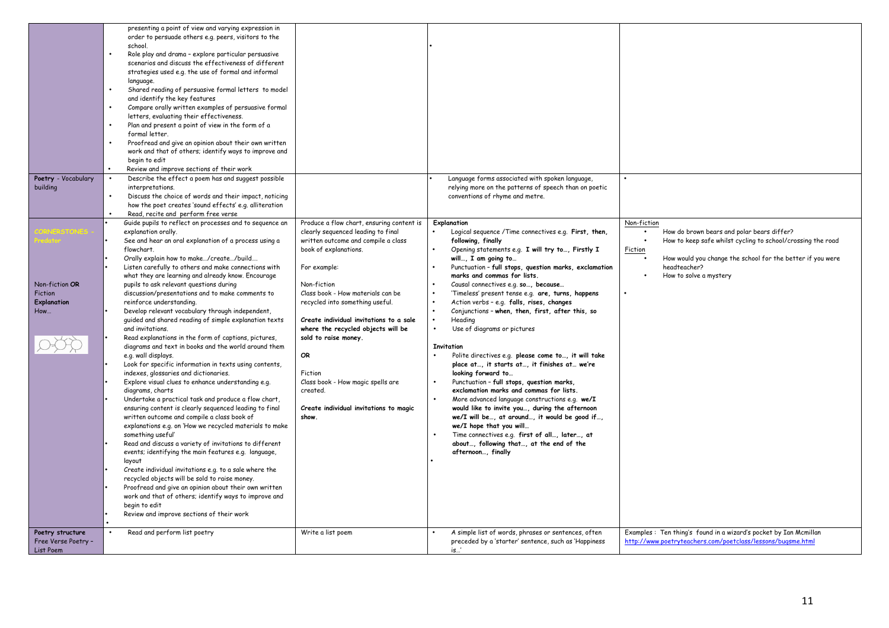| | | | | |
|---|---|---|---|---|
| | presenting a point of view and varying expression in order to persuade others e.g. peers, visitors to the school.<br>• Role play and drama – explore particular persuasive scenarios and discuss the effectiveness of different strategies used e.g. the use of formal and informal language.<br>• Shared reading of persuasive formal letters to model and identify the key features<br>• Compare orally written examples of persuasive formal letters, evaluating their effectiveness.<br>• Plan and present a point of view in the form of a formal letter.<br>• Proofread and give an opinion about their own written work and that of others; identify ways to improve and begin to edit<br>• Review and improve sections of their work | | • | |
| **Poetry** - Vocabulary building | • Describe the effect a poem has and suggest possible interpretations.<br>• Discuss the choice of words and their impact, noticing how the poet creates 'sound effects' e.g. alliteration<br>• Read, recite and perform free verse | | • Language forms associated with spoken language, relying more on the patterns of speech than on poetic conventions of rhyme and metre. | • |
| CORNERSTONES - Predator<br><br>Non-fiction **OR** Fiction<br>**Explanation**<br>How… | • Guide pupils to reflect on processes and to sequence an explanation orally.<br>• See and hear an oral explanation of a process using a flowchart.<br>• Orally explain how to make…/create…/build….<br>• Listen carefully to others and make connections with what they are learning and already know. Encourage pupils to ask relevant questions during discussion/presentations and to make comments to reinforce understanding.<br>• Develop relevant vocabulary through independent, guided and shared reading of simple explanation texts and invitations.<br>• Read explanations in the form of captions, pictures, diagrams and text in books and the world around them e.g. wall displays.<br>• Look for specific information in texts using contents, indexes, glossaries and dictionaries.<br>• Explore visual clues to enhance understanding e.g. diagrams, charts<br>• Undertake a practical task and produce a flow chart, ensuring content is clearly sequenced leading to final written outcome and compile a class book of explanations e.g. on 'How we recycled materials to make something useful'<br>• Read and discuss a variety of invitations to different events; identifying the main features e.g. language, layout<br>• Create individual invitations e.g. to a sale where the recycled objects will be sold to raise money.<br>• Proofread and give an opinion about their own written work and that of others; identify ways to improve and begin to edit<br>• Review and improve sections of their work<br>• | Produce a flow chart, ensuring content is clearly sequenced leading to final written outcome and compile a class book of explanations.<br><br>For example:<br><br>Non-fiction<br>Class book - How materials can be recycled into something useful.<br><br>**Create individual invitations to a sale where the recycled objects will be sold to raise money.**<br><br>**OR**<br><br>Fiction<br>Class book - How magic spells are created.<br><br>**Create individual invitations to magic show.** | **Explanation**<br>• Logical sequence /Time connectives e.g. **First, then, following, finally**<br>• Opening statements e.g. **I will try to…, Firstly I will…, I am going to…**<br>• Punctuation – **full stops, question marks, exclamation marks and commas for lists.**<br>• Causal connectives e.g. **so…, because…**<br>• 'Timeless' present tense e.g. **are, turns, happens**<br>• Action verbs – e.g. **falls, rises, changes**<br>• Conjunctions – **when, then, first, after this, so**<br>• Heading<br>• Use of diagrams or pictures<br><br>**Invitation**<br>• Polite directives e.g. **please come to…, it will take place at…, it starts at…, it finishes at… we're looking forward to…**<br>• Punctuation – **full stops, question marks, exclamation marks and commas for lists.**<br>• More advanced language constructions e.g. **we/I would like to invite you…, during the afternoon we/I will be…, at around…, it would be good if…, we/I hope that you will…**<br>• Time connectives e.g. **first of all…, later…, at about…, following that…, at the end of the afternoon…, finally**<br>• | Non-fiction<br>• How do brown bears and polar bears differ?<br>• How to keep safe whilst cycling to school/crossing the road<br>Fiction<br>• How would you change the school for the better if you were headteacher?<br>• How to solve a mystery<br><br>• |
| **Poetry structure**<br>Free Verse Poetry – List Poem | • Read and perform list poetry | Write a list poem | • A simple list of words, phrases or sentences, often preceded by a 'starter' sentence, such as 'Happiness is…' | Examples : Ten thing's found in a wizard's pocket by Ian Mcmillan<br>http://www.poetryteachers.com/poetclass/lessons/bugsme.html |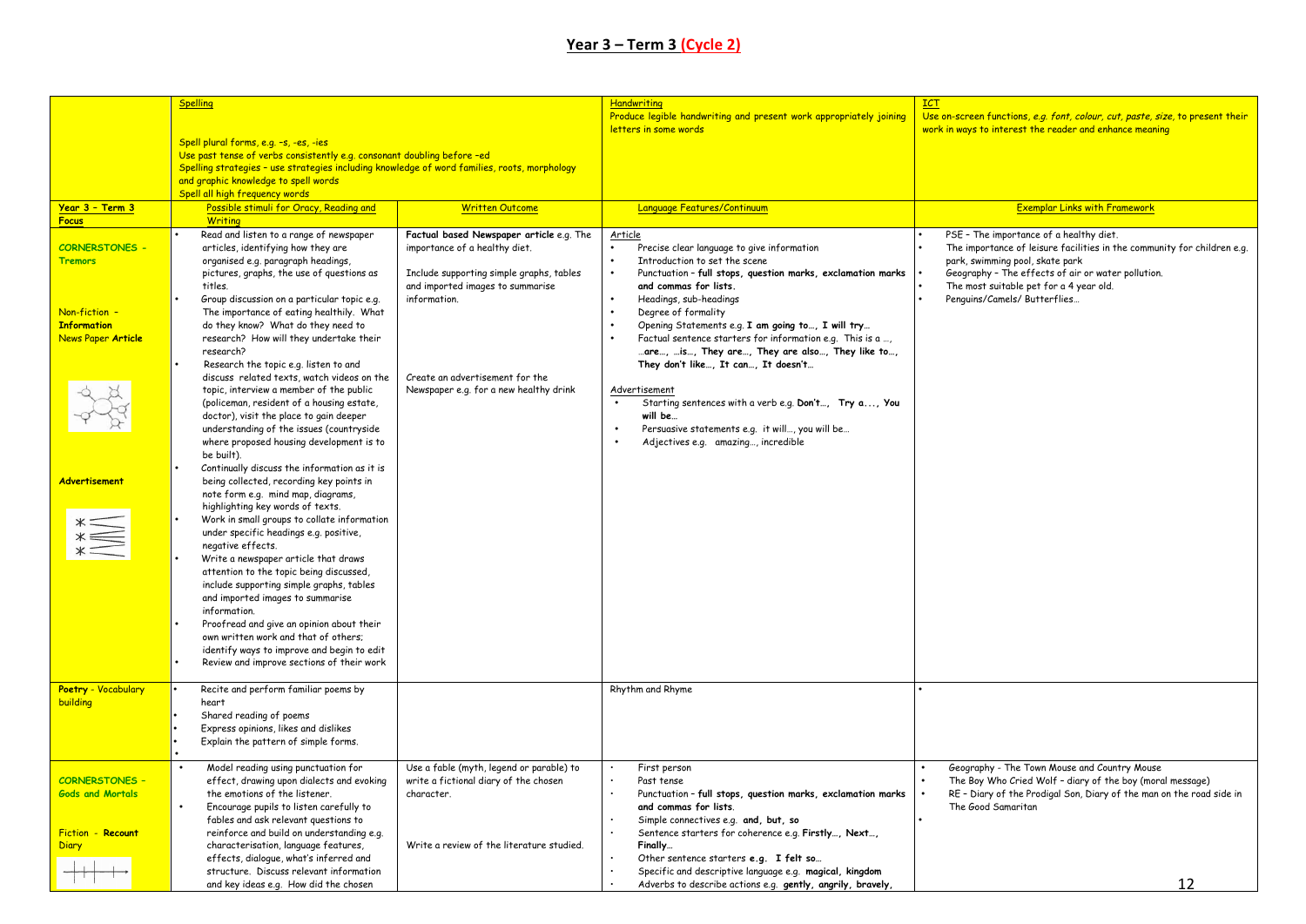# Year 3 – Term 3 (Cycle 2)

| | Spelling | | Handwriting | ICT |
|---|---|---|---|---|
| | Spell plural forms, e.g. –s, -es, -ies<br>Use past tense of verbs consistently e.g. consonant doubling before –ed<br>Spelling strategies – use strategies including knowledge of word families, roots, morphology and graphic knowledge to spell words<br>Spell all high frequency words | | Produce legible handwriting and present work appropriately joining letters in some words | Use on-screen functions, *e.g. font, colour, cut, paste, size,* to present their work in ways to interest the reader and enhance meaning |
| **Year 3 – Term 3 Focus** | Possible stimuli for Oracy, Reading and Writing | Written Outcome | Language Features/Continuum | Exemplar Links with Framework |
| **CORNERSTONES – Tremors**<br><br>Non-fiction – **Information**<br>News Paper **Article**<br><br><br>**Advertisement** | • Read and listen to a range of newspaper articles, identifying how they are organised e.g. paragraph headings, pictures, graphs, the use of questions as titles.<br>• Group discussion on a particular topic e.g. The importance of eating healthily. What do they know? What do they need to research? How will they undertake their research?<br>• Research the topic e.g. listen to and discuss related texts, watch videos on the topic, interview a member of the public (policeman, resident of a housing estate, doctor), visit the place to gain deeper understanding of the issues (countryside where proposed housing development is to be built).<br>• Continually discuss the information as it is being collected, recording key points in note form e.g. mind map, diagrams, highlighting key words of texts.<br>• Work in small groups to collate information under specific headings e.g. positive, negative effects.<br>• Write a newspaper article that draws attention to the topic being discussed, include supporting simple graphs, tables and imported images to summarise information.<br>• Proofread and give an opinion about their own written work and that of others; identify ways to improve and begin to edit<br>• Review and improve sections of their work | **Factual based Newspaper article** e.g. The importance of a healthy diet.<br><br>Include supporting simple graphs, tables and imported images to summarise information.<br><br><br>Create an advertisement for the Newspaper e.g. for a new healthy drink | Article<br>• Precise clear language to give information<br>• Introduction to set the scene<br>• Punctuation – **full stops, question marks, exclamation marks and commas for lists.**<br>• Headings, sub-headings<br>• Degree of formality<br>• Opening Statements e.g. **I am going to…, I will try…**<br>• Factual sentence starters for information e.g. This is a …, …**are…, …is…, They are…, They are also…, They like to…, They don't like…, It can…, It doesn't…**<br><br>Advertisement<br>• Starting sentences with a verb e.g. **Don't…, Try a…, You will be…**<br>• Persuasive statements e.g. it will…, you will be…<br>• Adjectives e.g. amazing…, incredible | • PSE – The importance of a healthy diet.<br>• The importance of leisure facilities in the community for children e.g. park, swimming pool, skate park<br>• Geography – The effects of air or water pollution.<br>• The most suitable pet for a 4 year old.<br>• Penguins/Camels/ Butterflies… |
| **Poetry** - Vocabulary building | • Recite and perform familiar poems by heart<br>• Shared reading of poems<br>• Express opinions, likes and dislikes<br>• Explain the pattern of simple forms.<br>• | | Rhythm and Rhyme | • |
| **CORNERSTONES – Gods and Mortals**<br><br>Fiction - **Recount**<br>Diary | • Model reading using punctuation for effect, drawing upon dialects and evoking the emotions of the listener.<br>• Encourage pupils to listen carefully to fables and ask relevant questions to reinforce and build on understanding e.g. characterisation, language features, effects, dialogue, what's inferred and structure. Discuss relevant information and key ideas e.g. How did the chosen | Use a fable (myth, legend or parable) to write a fictional diary of the chosen character.<br><br><br>Write a review of the literature studied. | • First person<br>• Past tense<br>• Punctuation – **full stops, question marks, exclamation marks and commas for lists**.<br>• Simple connectives e.g. **and, but, so**<br>• Sentence starters for coherence e.g. **Firstly…, Next…, Finally…**<br>• Other sentence starters **e.g. I felt so…**<br>• Specific and descriptive language e.g. **magical, kingdom**<br>• Adverbs to describe actions e.g. **gently, angrily, bravely,** | • Geography - The Town Mouse and Country Mouse<br>• The Boy Who Cried Wolf – diary of the boy (moral message)<br>• RE – Diary of the Prodigal Son, Diary of the man on the road side in The Good Samaritan<br>• |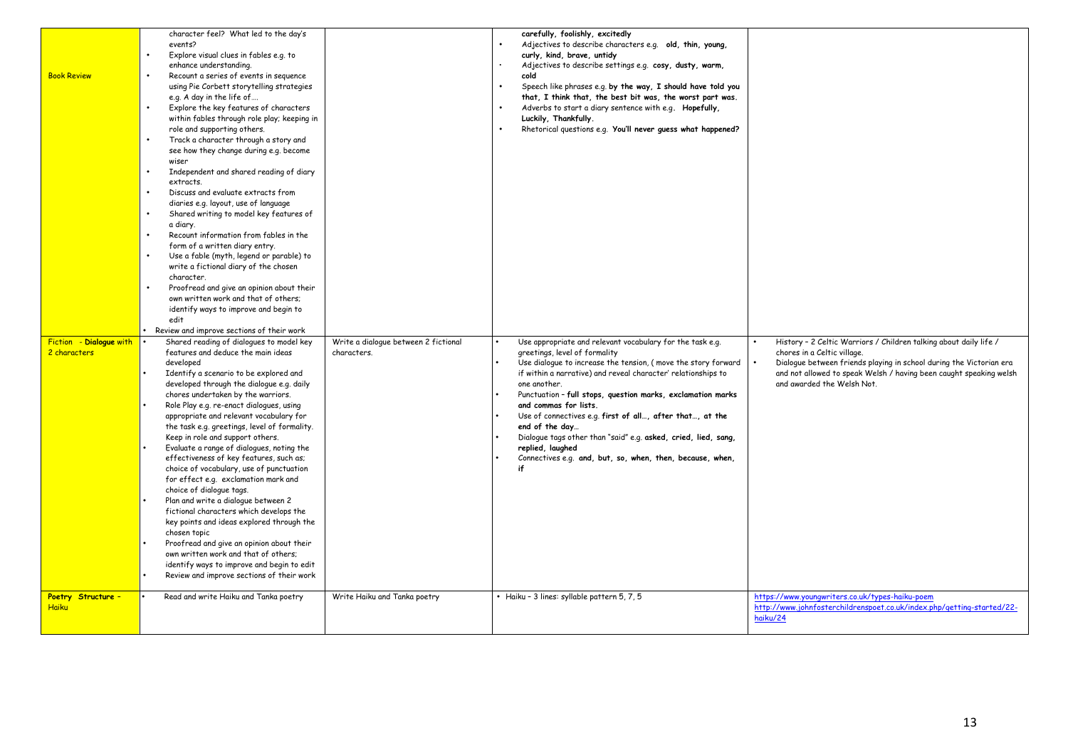| | | | | |
|---|---|---|---|---|
| Book Review | • character feel? What led to the day's events?<br>• Explore visual clues in fables e.g. to enhance understanding.<br>• Recount a series of events in sequence using Pie Corbett storytelling strategies e.g. A day in the life of….<br>• Explore the key features of characters within fables through role play; keeping in role and supporting others.<br>• Track a character through a story and see how they change during e.g. become wiser<br>• Independent and shared reading of diary extracts.<br>• Discuss and evaluate extracts from diaries e.g. layout, use of language<br>• Shared writing to model key features of a diary.<br>• Recount information from fables in the form of a written diary entry.<br>• Use a fable (myth, legend or parable) to write a fictional diary of the chosen character.<br>• Proofread and give an opinion about their own written work and that of others; identify ways to improve and begin to edit<br>• Review and improve sections of their work | | **carefully, foolishly, excitedly**<br>• Adjectives to describe characters e.g. **old, thin, young, curly, kind, brave, untidy**<br>• Adjectives to describe settings e.g. **cosy, dusty, warm, cold**<br>• Speech like phrases e.g. **by the way, I should have told you that, I think that, the best bit was, the worst part was.**<br>• Adverbs to start a diary sentence with e.g. **Hopefully, Luckily, Thankfully.**<br>• Rhetorical questions e.g. **You'll never guess what happened?** | |
| Fiction - Dialogue with 2 characters | • Shared reading of dialogues to model key features and deduce the main ideas developed<br>• Identify a scenario to be explored and developed through the dialogue e.g. daily chores undertaken by the warriors.<br>• Role Play e.g. re-enact dialogues, using appropriate and relevant vocabulary for the task e.g. greetings, level of formality. Keep in role and support others.<br>• Evaluate a range of dialogues, noting the effectiveness of key features, such as; choice of vocabulary, use of punctuation for effect e.g. exclamation mark and choice of dialogue tags.<br>• Plan and write a dialogue between 2 fictional characters which develops the key points and ideas explored through the chosen topic<br>• Proofread and give an opinion about their own written work and that of others; identify ways to improve and begin to edit<br>• Review and improve sections of their work | Write a dialogue between 2 fictional characters. | • Use appropriate and relevant vocabulary for the task e.g. greetings, level of formality<br>• Use dialogue to increase the tension, ( move the story forward if within a narrative) and reveal character' relationships to one another.<br>• Punctuation – **full stops, question marks, exclamation marks and commas for lists.**<br>• Use of connectives e.g. **first of all…, after that…, at the end of the day…**<br>• Dialogue tags other than "said" e.g. **asked, cried, lied, sang, replied, laughed**<br>• Connectives e.g. **and, but, so, when, then, because, when, if** | • History – 2 Celtic Warriors / Children talking about daily life / chores in a Celtic village.<br>• Dialogue between friends playing in school during the Victorian era and not allowed to speak Welsh / having been caught speaking welsh and awarded the Welsh Not. |
| Poetry Structure – Haiku | • Read and write Haiku and Tanka poetry | Write Haiku and Tanka poetry | • Haiku – 3 lines: syllable pattern 5, 7, 5 | https://www.youngwriters.co.uk/types-haiku-poem<br>http://www.johnfosterchildrenspoet.co.uk/index.php/getting-started/22-haiku/24 |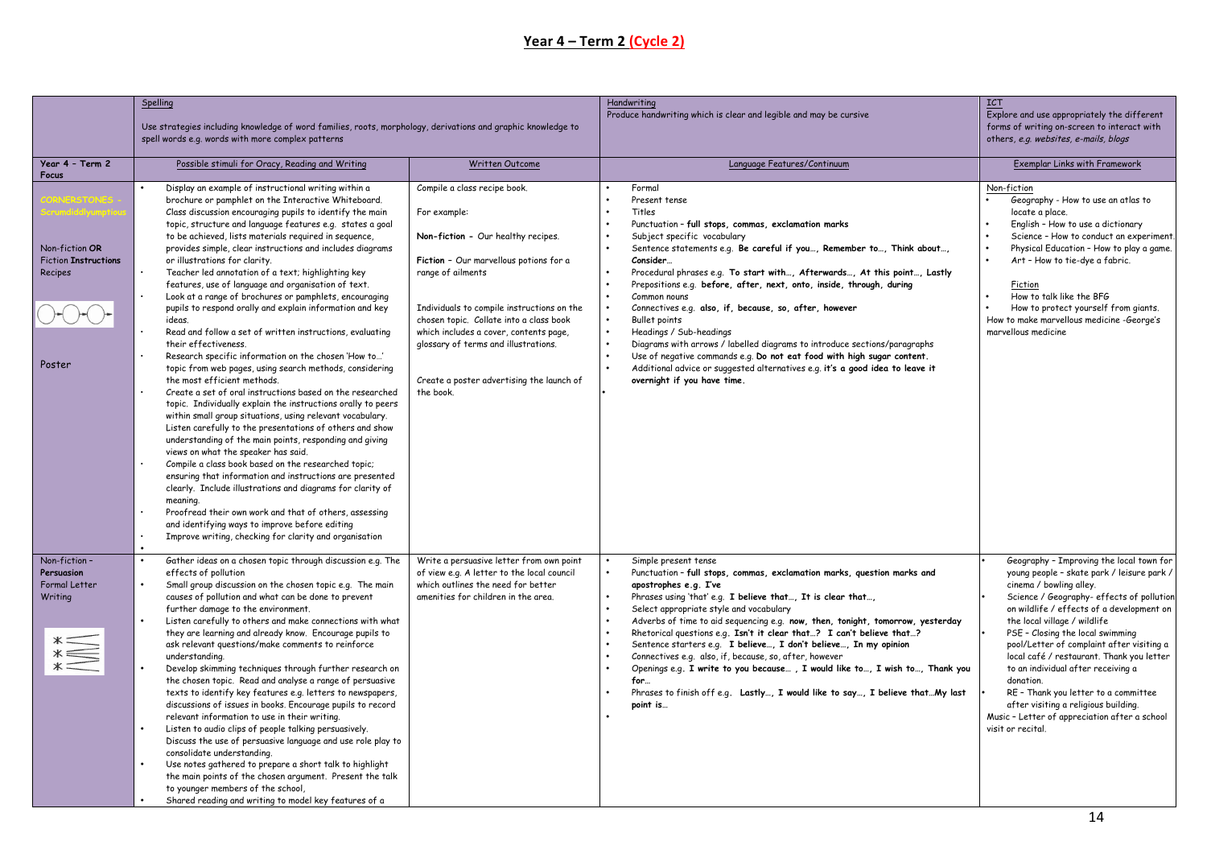## Year 4 – Term 2 (Cycle 2)

| | Spelling<br>Use strategies including knowledge of word families, roots, morphology, derivations and graphic knowledge to spell words e.g. words with more complex patterns | | Handwriting<br>Produce handwriting which is clear and legible and may be cursive | ICT<br>Explore and use appropriately the different forms of writing on-screen to interact with others, *e.g. websites, e-mails, blogs* |
|---|---|---|---|---|
| **Year 4 - Term 2 Focus** | Possible stimuli for Oracy, Reading and Writing | Written Outcome | Language Features/Continuum | Exemplar Links with Framework |
| CORNERSTONES - Scrumdiddlyumptious<br><br>Non-fiction **OR** Fiction **Instructions** Recipes<br><br>Poster | • Display an example of instructional writing within a brochure or pamphlet on the Interactive Whiteboard. Class discussion encouraging pupils to identify the main topic, structure and language features e.g. states a goal to be achieved, lists materials required in sequence, provides simple, clear instructions and includes diagrams or illustrations for clarity.<br>• Teacher led annotation of a text; highlighting key features, use of language and organisation of text.<br>• Look at a range of brochures or pamphlets, encouraging pupils to respond orally and explain information and key ideas.<br>• Read and follow a set of written instructions, evaluating their effectiveness.<br>• Research specific information on the chosen 'How to…' topic from web pages, using search methods, considering the most efficient methods.<br>• Create a set of oral instructions based on the researched topic. Individually explain the instructions orally to peers within small group situations, using relevant vocabulary. Listen carefully to the presentations of others and show understanding of the main points, responding and giving views on what the speaker has said.<br>• Compile a class book based on the researched topic; ensuring that information and instructions are presented clearly. Include illustrations and diagrams for clarity of meaning.<br>• Proofread their own work and that of others, assessing and identifying ways to improve before editing<br>• Improve writing, checking for clarity and organisation<br>• | Compile a class recipe book.<br><br>For example:<br><br>**Non-fiction -** Our healthy recipes.<br><br>**Fiction -** Our marvellous potions for a range of ailments<br><br>Individuals to compile instructions on the chosen topic. Collate into a class book which includes a cover, contents page, glossary of terms and illustrations.<br><br>Create a poster advertising the launch of the book. | • Formal<br>• Present tense<br>• Titles<br>• Punctuation – **full stops, commas, exclamation marks**<br>• Subject specific vocabulary<br>• Sentence statements e.g. **Be careful if you…, Remember to…, Think about…, Consider…**<br>• Procedural phrases e.g. **To start with…, Afterwards…, At this point…, Lastly**<br>• Prepositions e.g. **before, after, next, onto, inside, through, during**<br>• Common nouns<br>• Connectives e.g. **also, if, because, so, after, however**<br>• Bullet points<br>• Headings / Sub-headings<br>• Diagrams with arrows / labelled diagrams to introduce sections/paragraphs<br>• Use of negative commands e.g. **Do not eat food with high sugar content.**<br>• Additional advice or suggested alternatives e.g. **it's a good idea to leave it overnight if you have time.**<br>• | Non-fiction<br>• Geography – How to use an atlas to locate a place.<br>• English – How to use a dictionary<br>• Science – How to conduct an experiment.<br>• Physical Education – How to play a game.<br>• Art – How to tie-dye a fabric.<br><br>Fiction<br>• How to talk like the BFG<br>• How to protect yourself from giants.<br>How to make marvellous medicine -George's marvellous medicine |
| Non-fiction – **Persuasion** Formal Letter Writing | • Gather ideas on a chosen topic through discussion e.g. The effects of pollution<br>• Small group discussion on the chosen topic e.g. The main causes of pollution and what can be done to prevent further damage to the environment.<br>• Listen carefully to others and make connections with what they are learning and already know. Encourage pupils to ask relevant questions/make comments to reinforce understanding.<br>• Develop skimming techniques through further research on the chosen topic. Read and analyse a range of persuasive texts to identify key features e.g. letters to newspapers, discussions of issues in books. Encourage pupils to record relevant information to use in their writing.<br>• Listen to audio clips of people talking persuasively. Discuss the use of persuasive language and use role play to consolidate understanding.<br>• Use notes gathered to prepare a short talk to highlight the main points of the chosen argument. Present the talk to younger members of the school,<br>• Shared reading and writing to model key features of a | Write a persuasive letter from own point of view e.g. A letter to the local council which outlines the need for better amenities for children in the area. | • Simple present tense<br>• Punctuation – **full stops, commas, exclamation marks, question marks and apostrophes e.g. I've**<br>• Phrases using 'that' e.g. **I believe that…, It is clear that…,**<br>• Select appropriate style and vocabulary<br>• Adverbs of time to aid sequencing e.g. **now, then, tonight, tomorrow, yesterday**<br>• Rhetorical questions e.g. **Isn't it clear that…? I can't believe that…?**<br>• Sentence starters e.g. **I believe…, I don't believe…, In my opinion**<br>• Connectives e.g. also, if, because, so, after, however<br>• Openings e.g. **I write to you because… , I would like to…, I wish to…, Thank you for…**<br>• Phrases to finish off e.g. **Lastly…, I would like to say…, I believe that…My last point is…**<br>• | • Geography – Improving the local town for young people – skate park / leisure park / cinema / bowling alley.<br>• Science / Geography- effects of pollution on wildlife / effects of a development on the local village / wildlife<br>• PSE – Closing the local swimming pool/Letter of complaint after visiting a local café / restaurant. Thank you letter to an individual after receiving a donation.<br>• RE – Thank you letter to a committee after visiting a religious building.<br>Music – Letter of appreciation after a school visit or recital. |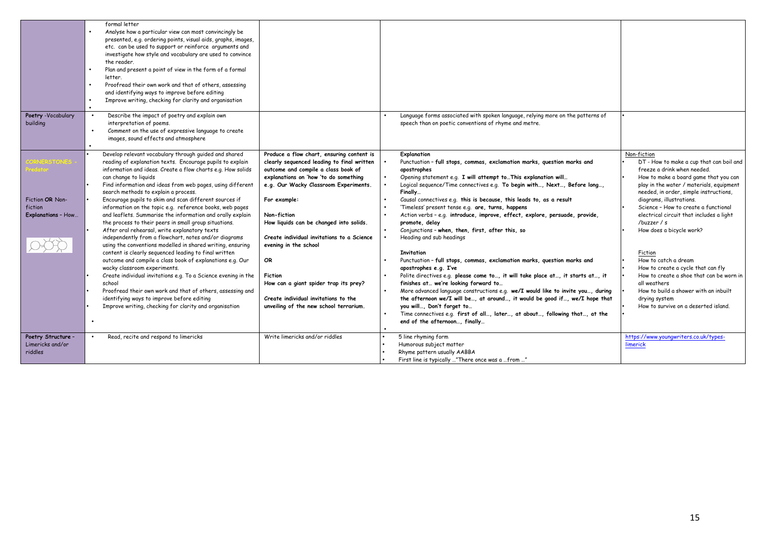| | | | | |
|---|---|---|---|---|
| | formal letter<br>• Analyse how a particular view can most convincingly be presented, e.g. ordering points, visual aids, graphs, images, etc. can be used to support or reinforce arguments and investigate how style and vocabulary are used to convince the reader.<br>• Plan and present a point of view in the form of a formal letter.<br>• Proofread their own work and that of others, assessing and identifying ways to improve before editing<br>• Improve writing, checking for clarity and organisation<br>• | | | |
| **Poetry** -Vocabulary building | • Describe the impact of poetry and explain own interpretation of poems.<br>• Comment on the use of expressive language to create images, sound effects and atmosphere<br>• | | • Language forms associated with spoken language, relying more on the patterns of speech than on poetic conventions of rhyme and metre. | • |
| CORNERSTONES - Predator<br><br>Fiction **OR** Non-fiction<br>**Explanations** - How… | • Develop relevant vocabulary through guided and shared reading of explanation texts. Encourage pupils to explain information and ideas. Create a flow charts e.g. How solids can change to liquids<br>• Find information and ideas from web pages, using different search methods to explain a process.<br>• Encourage pupils to skim and scan different sources if information on the topic e.g. reference books, web pages and leaflets. Summarise the information and orally explain the process to their peers in small group situations.<br>• After oral rehearsal, write explanatory texts independently from a flowchart, notes and/or diagrams using the conventions modelled in shared writing, ensuring content is clearly sequenced leading to final written outcome and compile a class book of explanations e.g. Our wacky classroom experiments.<br>• Create individual invitations e.g. To a Science evening in the school<br>• Proofread their own work and that of others, assessing and identifying ways to improve before editing<br>• Improve writing, checking for clarity and organisation<br>• | **Produce a flow chart, ensuring content is clearly sequenced leading to final written outcome and compile a class book of explanations on 'how 'to do something e.g. Our Wacky Classroom Experiments.**<br><br>**For example:**<br><br>**Non-fiction**<br>**How liquids can be changed into solids.**<br><br>**Create individual invitations to a Science evening in the school**<br><br>**OR**<br><br>**Fiction**<br>**How can a giant spider trap its prey?**<br><br>**Create individual invitations to the unveiling of the new school terrarium.** | **Explanation**<br>• Punctuation – **full stops, commas, exclamation marks, question marks and apostrophes**<br>• Opening statement e.g. **I will attempt to…This explanation will…**<br>• Logical sequence/Time connectives e.g. **To begin with…, Next…, Before long…, Finally…**<br>• Causal connectives e.g. **this is because, this leads to, as a result**<br>• 'Timeless' present tense e.g. **are, turns, happens**<br>• Action verbs – e.g. **introduce, improve, effect, explore, persuade, provide, promote, delay**<br>• Conjunctions – **when, then, first, after this, so**<br>• Heading and sub headings<br><br>**Invitation**<br>• Punctuation – **full stops, commas, exclamation marks, question marks and apostrophes e.g. I've**<br>• Polite directives e.g. **please come to…, it will take place at…, it starts at…, it finishes at… we're looking forward to…**<br>• More advanced language constructions e.g. **we/I would like to invite you…, during the afternoon we/I will be…, at around…, it would be good if…, we/I hope that you will…, Don't forget to…**<br>• Time connectives e.g. **first of all…, later…, at about…, following that…, at the end of the afternoon…, finally…**<br>• | Non-fiction<br>• DT - How to make a cup that can boil and freeze a drink when needed.<br>• How to make a board game that you can play in the water / materials, equipment needed, in order, simple instructions, diagrams, illustrations.<br>• Science – How to create a functional electrical circuit that includes a light /buzzer / s<br>• How does a bicycle work?<br><br>Fiction<br>• How to catch a dream<br>• How to create a cycle that can fly<br>• How to create a shoe that can be worn in all weathers<br>• How to build a shower with an inbuilt drying system<br>• How to survive on a deserted island.<br>• |
| **Poetry Structure** - Limericks and/or riddles | • Read, recite and respond to limericks | Write limericks and/or riddles | • 5 line rhyming form<br>• Humorous subject matter<br>• Rhyme pattern usually AABBA<br>• First line is typically …"There once was a …from …" | https://www.youngwriters.co.uk/types-limerick |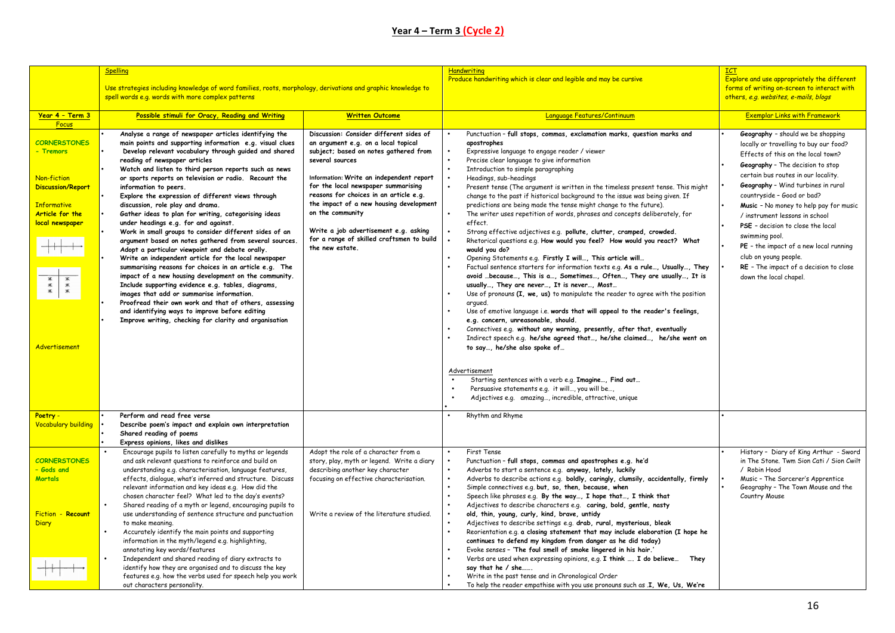# Year 4 – Term 3 (Cycle 2)

| | Spelling<br>Use strategies including knowledge of word families, roots, morphology, derivations and graphic knowledge to spell words e.g. words with more complex patterns | | Handwriting<br>Produce handwriting which is clear and legible and may be cursive | ICT<br>Explore and use appropriately the different forms of writing on-screen to interact with others, *e.g. websites, e-mails, blogs* |
|---|---|---|---|---|
| **Year 4 – Term 3 Focus** | **Possible stimuli for Oracy, Reading and Writing** | **Written Outcome** | Language Features/Continuum | Exemplar Links with Framework |
| CORNERSTONES – Tremors<br><br>Non-fiction **Discussion/Report**<br><br>Informative Article for the local newspaper<br><br><br><br><br><br><br><br>Advertisement | • **Analyse a range of newspaper articles identifying the main points and supporting information e.g. visual clues**<br>• **Develop relevant vocabulary through guided and shared reading of newspaper articles**<br>• **Watch and listen to third person reports such as news or sports reports on television or radio. Recount the information to peers.**<br>• **Explore the expression of different views through discussion, role play and drama.**<br>• **Gather ideas to plan for writing, categorising ideas under headings e.g. for and against.**<br>• **Work in small groups to consider different sides of an argument based on notes gathered from several sources. Adopt a particular viewpoint and debate orally.**<br>• **Write an independent article for the local newspaper summarising reasons for choices in an article e.g. The impact of a new housing development on the community. Include supporting evidence e.g. tables, diagrams, images that add or summarise information.**<br>• **Proofread their own work and that of others, assessing and identifying ways to improve before editing**<br>• **Improve writing, checking for clarity and organisation** | **Discussion: Consider different sides of an argument e.g. on a local topical subject; based on notes gathered from several sources**<br><br>**Information: Write an independent report for the local newspaper summarising reasons for choices in an article e.g. the impact of a new housing development on the community**<br><br>**Write a job advertisement e.g. asking for a range of skilled craftsmen to build the new estate.** | • Punctuation – **full stops, commas, exclamation marks, question marks and apostrophes**<br>• Expressive language to engage reader / viewer<br>• Precise clear language to give information<br>• Introduction to simple paragraphing<br>• Headings, sub-headings<br>• Present tense (The argument is written in the timeless present tense. This might change to the past if historical background to the issue was being given. If predictions are being made the tense might change to the future).<br>• The writer uses repetition of words, phrases and concepts deliberately, for effect.<br>• Strong effective adjectives e.g. **pollute, clutter, cramped, crowded.**<br>• Rhetorical questions e.g. **How would you feel? How would you react? What would you do?**<br>• Opening Statements e.g. **Firstly I will…, This article will…**<br>• Factual sentence starters for information texts e.g. **As a rule…, Usually…, They avoid …because…, This is a…, Sometimes…, Often…, They are usually…, It is usually…, They are never…, It is never…, Most…**<br>• Use of pronouns **(I, we, us)** to manipulate the reader to agree with the position argued.<br>• Use of emotive language i.e. **words that will appeal to the reader's feelings, e.g. concern, unreasonable, should.**<br>• Connectives e.g. **without any warning, presently, after that, eventually**<br>• Indirect speech e.g. **he/she agreed that…, he/she claimed…, he/she went on to say…, he/she also spoke of…**<br><br>Advertisement<br>• Starting sentences with a verb e.g. **Imagine…, Find out…**<br>• Persuasive statements e.g. it will…, you will be…,<br>• Adjectives e.g. amazing…, incredible, attractive, unique<br>• | • **Geography** – should we be shopping locally or travelling to buy our food? Effects of this on the local town?<br>• **Geography** – The decision to stop certain bus routes in our locality.<br>• **Geography** – Wind turbines in rural countryside – Good or bad?<br>• **Music** – No money to help pay for music / instrument lessons in school<br>• **PSE** – decision to close the local swimming pool.<br>• **PE** – the impact of a new local running club on young people.<br>• **RE** – The impact of a decision to close down the local chapel. |
| Poetry - Vocabulary building | • **Perform and read free verse**<br>• **Describe poem's impact and explain own interpretation**<br>• **Shared reading of poems**<br>• **Express opinions, likes and dislikes** | | • Rhythm and Rhyme | • |
| CORNERSTONES – Gods and Mortals<br><br>Fiction - **Recount Diary** | • Encourage pupils to listen carefully to myths or legends and ask relevant questions to reinforce and build on understanding e.g. characterisation, language features, effects, dialogue, what's inferred and structure. Discuss relevant information and key ideas e.g. How did the chosen character feel? What led to the day's events?<br>• Shared reading of a myth or legend, encouraging pupils to use understanding of sentence structure and punctuation to make meaning.<br>• Accurately identify the main points and supporting information in the myth/legend e.g. highlighting, annotating key words/features<br>• Independent and shared reading of diary extracts to identify how they are organised and to discuss the key features e.g. how the verbs used for speech help you work out characters personality. | Adopt the role of a character from a story, play, myth or legend. Write a diary describing another key character focusing on effective characterisation.<br><br><br>Write a review of the literature studied. | • First Tense<br>• Punctuation – **full stops, commas and apostrophes e.g. he'd**<br>• Adverbs to start a sentence e.g. **anyway, lately, luckily**<br>• Adverbs to describe actions e.g. **boldly, caringly, clumsily, accidentally, firmly**<br>• Simple connectives e.g. **but, so, then, because, when**<br>• Speech like phrases e.g. **By the way…, I hope that…, I think that**<br>• Adjectives to describe characters e.g. **caring, bold, gentle, nasty**<br>• **old, thin, young, curly, kind, brave, untidy**<br>• Adjectives to describe settings e.g. **drab, rural, mysterious, bleak**<br>• Reorientation e.g. **a closing statement that may include elaboration (I hope he continues to defend my kingdom from danger as he did today)**<br>• Evoke senses – **'The foul smell of smoke lingered in his hair.'**<br>• Verbs are used when expressing opinions, e.g. **I think …. I do believe… They say that he / she…….**<br>• Write in the past tense and in Chronological Order<br>• To help the reader empathise with you use pronouns such as .**I, We, Us, We're** | • History – Diary of King Arthur - Sword in The Stone. Twm Sion Cati / Sion Cwilt / Robin Hood<br>• Music – The Sorcerer's Apprentice<br>• Geography – The Town Mouse and the Country Mouse |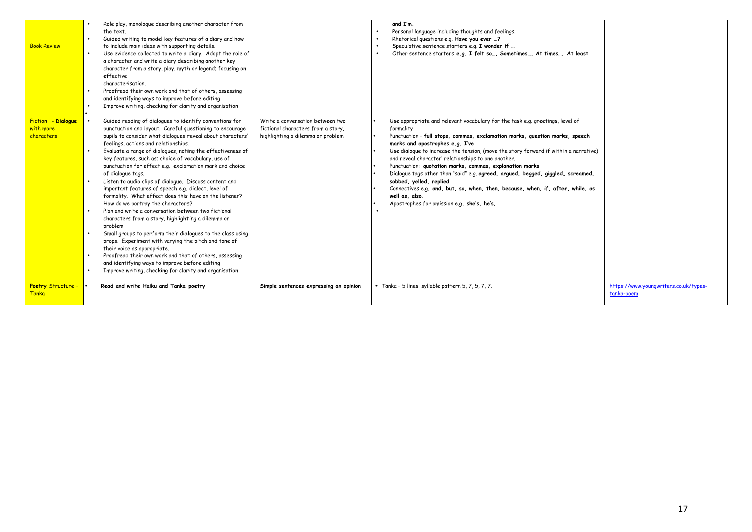| | | | | |
|---|---|---|---|---|
| Book Review | • Role play, monologue describing another character from the text.<br>• Guided writing to model key features of a diary and how to include main ideas with supporting details.<br>• Use evidence collected to write a diary. Adopt the role of a character and write a diary describing another key character from a story, play, myth or legend; focusing on effective characterisation.<br>• Proofread their own work and that of others, assessing and identifying ways to improve before editing<br>• Improve writing, checking for clarity and organisation<br>• | | **and I'm.**<br>• Personal language including thoughts and feelings.<br>• Rhetorical questions e.g. **Have you ever …?**<br>• Speculative sentence starters e.g. **I wonder if …**<br>• Other sentence starters **e.g. I felt so…, Sometimes…, At times…, At least** | |
| Fiction - **Dialogue** with more characters | • Guided reading of dialogues to identify conventions for punctuation and layout. Careful questioning to encourage pupils to consider what dialogues reveal about characters' feelings, actions and relationships.<br>• Evaluate a range of dialogues, noting the effectiveness of key features, such as; choice of vocabulary, use of punctuation for effect e.g. exclamation mark and choice of dialogue tags.<br>• Listen to audio clips of dialogue. Discuss content and important features of speech e.g. dialect, level of formality. What effect does this have on the listener? How do we portray the characters?<br>• Plan and write a conversation between two fictional characters from a story, highlighting a dilemma or problem<br>• Small groups to perform their dialogues to the class using props. Experiment with varying the pitch and tone of their voice as appropriate.<br>• Proofread their own work and that of others, assessing and identifying ways to improve before editing<br>• Improve writing, checking for clarity and organisation | Write a conversation between two fictional characters from a story, highlighting a dilemma or problem | • Use appropriate and relevant vocabulary for the task e.g. greetings, level of formality<br>• Punctuation – **full stops, commas, exclamation marks, question marks, speech marks and apostrophes e.g. I've**<br>• Use dialogue to increase the tension, (move the story forward if within a narrative) and reveal character' relationships to one another.<br>• Punctuation: **quotation marks, commas, explanation marks**<br>• Dialogue tags other than "said" e.g. **agreed, argued, begged, giggled, screamed, sobbed, yelled, replied**<br>• Connectives e.g. **and, but, so, when, then, because, when, if, after, while, as well as, also.**<br>• Apostrophes for omission e.g. **she's, he's,**<br>• | |
| **Poetry** Structure – Tanka | • **Read and write Haiku and Tanka poetry** | **Simple sentences expressing an opinion** | • Tanka – 5 lines: syllable pattern 5, 7, 5, 7, 7. | https://www.youngwriters.co.uk/types-tanka-poem |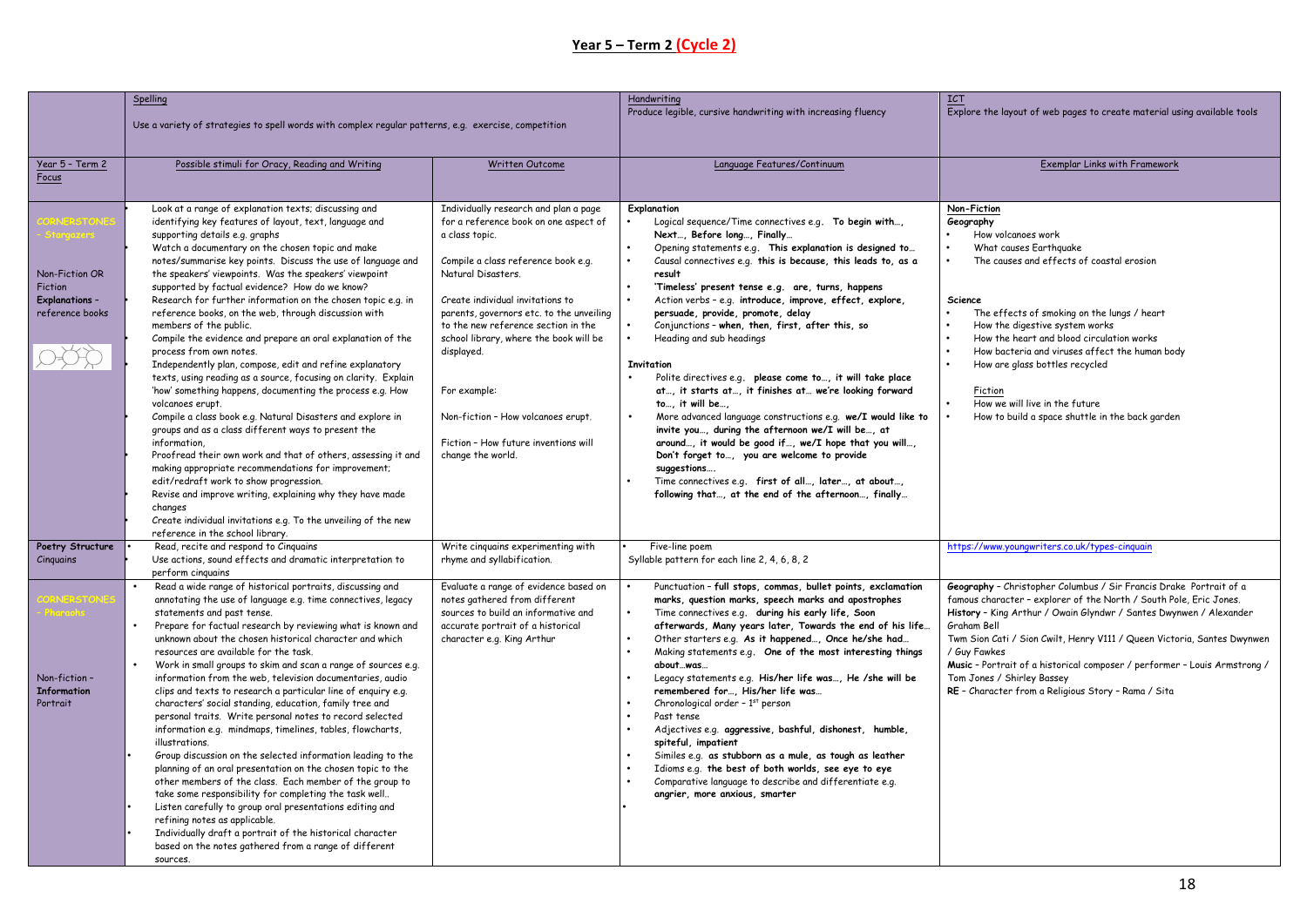# Year 5 – Term 2 (Cycle 2)

| | Spelling<br><br>Use a variety of strategies to spell words with complex regular patterns, e.g. exercise, competition | | Handwriting<br>Produce legible, cursive handwriting with increasing fluency | ICT<br>Explore the layout of web pages to create material using available tools |
|---|---|---|---|---|
| Year 5 – Term 2 Focus | Possible stimuli for Oracy, Reading and Writing | Written Outcome | Language Features/Continuum | Exemplar Links with Framework |
| CORNERSTONES – Stargazers<br><br>Non-Fiction OR Fiction<br>**Explanations** – reference books | • Look at a range of explanation texts; discussing and identifying key features of layout, text, language and supporting details e.g. graphs<br>• Watch a documentary on the chosen topic and make notes/summarise key points. Discuss the use of language and the speakers' viewpoints. Was the speakers' viewpoint supported by factual evidence? How do we know?<br>• Research for further information on the chosen topic e.g. in reference books, on the web, through discussion with members of the public.<br>• Compile the evidence and prepare an oral explanation of the process from own notes.<br>• Independently plan, compose, edit and refine explanatory texts, using reading as a source, focusing on clarity. Explain 'how' something happens, documenting the process e.g. How volcanoes erupt.<br>• Compile a class book e.g. Natural Disasters and explore in groups and as a class different ways to present the information,<br>• Proofread their own work and that of others, assessing it and making appropriate recommendations for improvement; edit/redraft work to show progression.<br>• Revise and improve writing, explaining why they have made changes<br>• Create individual invitations e.g. To the unveiling of the new reference in the school library. | Individually research and plan a page for a reference book on one aspect of a class topic.<br><br>Compile a class reference book e.g. Natural Disasters.<br><br>Create individual invitations to parents, governors etc. to the unveiling to the new reference section in the school library, where the book will be displayed.<br><br>For example:<br><br>Non-fiction – How volcanoes erupt.<br><br>Fiction – How future inventions will change the world. | **Explanation**<br>• Logical sequence/Time connectives e.g. **To begin with…, Next…, Before long…, Finally…**<br>• Opening statements e.g. **This explanation is designed to…**<br>• Causal connectives e.g. **this is because, this leads to, as a result**<br>• 'Timeless' present tense e.g. **are, turns, happens**<br>• Action verbs – e.g. **introduce, improve, effect, explore, persuade, provide, promote, delay**<br>• Conjunctions – **when, then, first, after this, so**<br>• Heading and sub headings<br><br>**Invitation**<br>• Polite directives e.g. **please come to…, it will take place at…, it starts at…, it finishes at… we're looking forward to…, it will be…,**<br>• More advanced language constructions e.g. **we/I would like to invite you…, during the afternoon we/I will be…, at around…, it would be good if…, we/I hope that you will…, Don't forget to…, you are welcome to provide suggestions….**<br>• Time connectives e.g. **first of all…, later…, at about…, following that…, at the end of the afternoon…, finally…** | **Non-Fiction**<br>**Geography**<br>• How volcanoes work<br>• What causes Earthquake<br>• The causes and effects of coastal erosion<br><br>**Science**<br>• The effects of smoking on the lungs / heart<br>• How the digestive system works<br>• How the heart and blood circulation works<br>• How bacteria and viruses affect the human body<br>• How are glass bottles recycled<br><br>Fiction<br>• How we will live in the future<br>• How to build a space shuttle in the back garden |
| **Poetry Structure** Cinquains | • Read, recite and respond to Cinquains<br>• Use actions, sound effects and dramatic interpretation to perform cinquains | Write cinquains experimenting with rhyme and syllabification. | • Five-line poem<br>Syllable pattern for each line 2, 4, 6, 8, 2 | https://www.youngwriters.co.uk/types-cinquain |
| CORNERSTONES – Pharaohs<br><br>Non-fiction – **Information** Portrait | • Read a wide range of historical portraits, discussing and annotating the use of language e.g. time connectives, legacy statements and past tense.<br>• Prepare for factual research by reviewing what is known and unknown about the chosen historical character and which resources are available for the task.<br>• Work in small groups to skim and scan a range of sources e.g. information from the web, television documentaries, audio clips and texts to research a particular line of enquiry e.g. characters' social standing, education, family tree and personal traits. Write personal notes to record selected information e.g. mindmaps, timelines, tables, flowcharts, illustrations.<br>• Group discussion on the selected information leading to the planning of an oral presentation on the chosen topic to the other members of the class. Each member of the group to take some responsibility for completing the task well..<br>• Listen carefully to group oral presentations editing and refining notes as applicable.<br>• Individually draft a portrait of the historical character based on the notes gathered from a range of different sources. | Evaluate a range of evidence based on notes gathered from different sources to build an informative and accurate portrait of a historical character e.g. King Arthur | • Punctuation – **full stops, commas, bullet points, exclamation marks, question marks, speech marks and apostrophes**<br>• Time connectives e.g. **during his early life, Soon afterwards, Many years later, Towards the end of his life…**<br>• Other starters e.g. **As it happened…, Once he/she had…**<br>• Making statements e.g. **One of the most interesting things about…was…**<br>• Legacy statements e.g. **His/her life was…, He /she will be remembered for…, His/her life was…**<br>• Chronological order – 1st person<br>• Past tense<br>• Adjectives e.g. **aggressive, bashful, dishonest, humble, spiteful, impatient**<br>• Similes e.g. **as stubborn as a mule, as tough as leather**<br>• Idioms e.g. **the best of both worlds, see eye to eye**<br>• Comparative language to describe and differentiate e.g. **angrier, more anxious, smarter**<br>• | **Geography** – Christopher Columbus / Sir Francis Drake Portrait of a famous character – explorer of the North / South Pole, Eric Jones.<br>**History** – King Arthur / Owain Glyndwr / Santes Dwynwen / Alexander Graham Bell<br>Twm Sion Cati / Sion Cwilt, Henry V111 / Queen Victoria, Santes Dwynwen / Guy Fawkes<br>**Music** – Portrait of a historical composer / performer – Louis Armstrong / Tom Jones / Shirley Bassey<br>**RE** – Character from a Religious Story – Rama / Sita |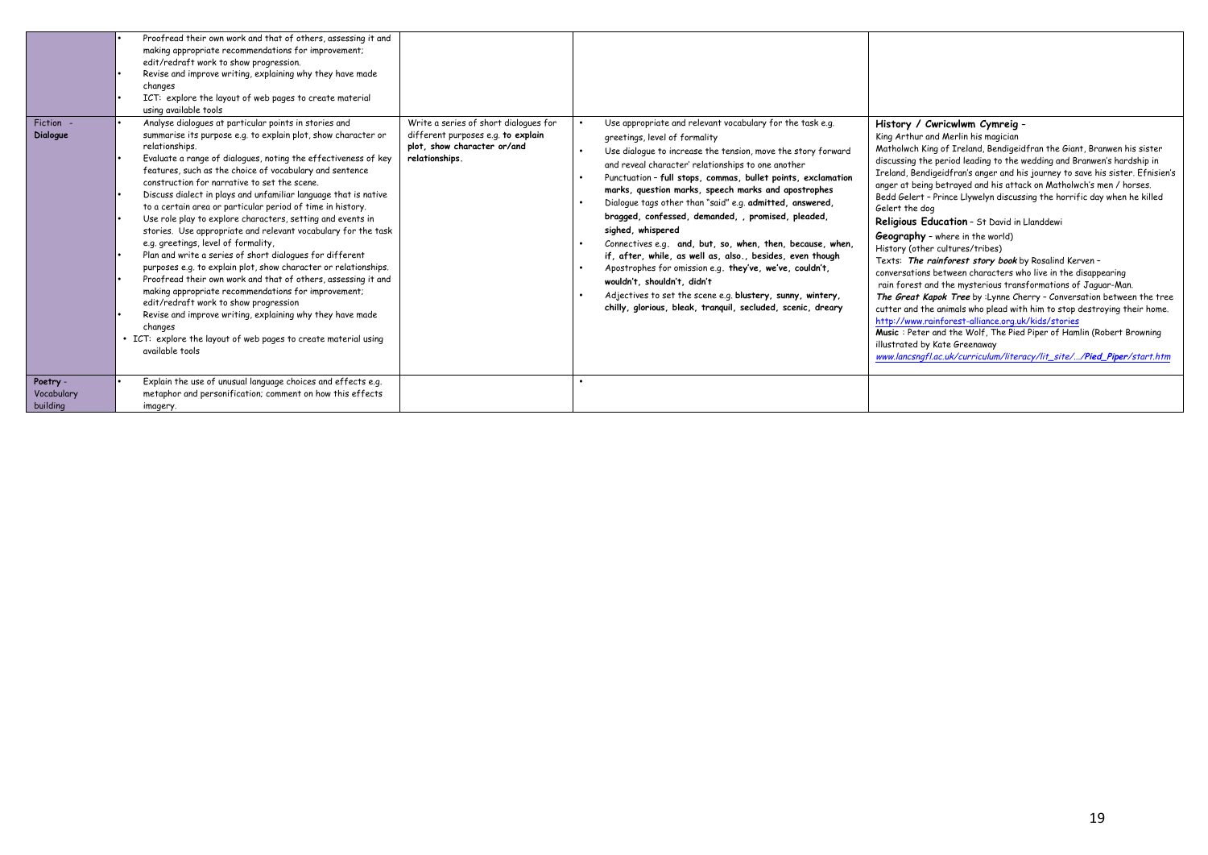| | | | | |
|---|---|---|---|---|
| | • Proofread their own work and that of others, assessing it and making appropriate recommendations for improvement; edit/redraft work to show progression.<br>• Revise and improve writing, explaining why they have made changes<br>• ICT: explore the layout of web pages to create material using available tools | | | |
| Fiction - **Dialogue** | • Analyse dialogues at particular points in stories and summarise its purpose e.g. to explain plot, show character or relationships.<br>• Evaluate a range of dialogues, noting the effectiveness of key features, such as the choice of vocabulary and sentence construction for narrative to set the scene.<br>• Discuss dialect in plays and unfamiliar language that is native to a certain area or particular period of time in history.<br>• Use role play to explore characters, setting and events in stories. Use appropriate and relevant vocabulary for the task e.g. greetings, level of formality,<br>• Plan and write a series of short dialogues for different purposes e.g. to explain plot, show character or relationships.<br>• Proofread their own work and that of others, assessing it and making appropriate recommendations for improvement; edit/redraft work to show progression<br>• Revise and improve writing, explaining why they have made changes<br>• ICT: explore the layout of web pages to create material using available tools | Write a series of short dialogues for different purposes e.g. **to explain plot, show character or/and relationships.** | • Use appropriate and relevant vocabulary for the task e.g. greetings, level of formality<br>• Use dialogue to increase the tension, move the story forward and reveal character' relationships to one another<br>• Punctuation – **full stops, commas, bullet points, exclamation marks, question marks, speech marks and apostrophes**<br>• Dialogue tags other than "said" e.g. **admitted, answered, bragged, confessed, demanded, , promised, pleaded, sighed, whispered**<br>• Connectives e.g. **and, but, so, when, then, because, when, if, after, while, as well as, also., besides, even though**<br>• Apostrophes for omission e.g. **they've, we've, couldn't, wouldn't, shouldn't, didn't**<br>• Adjectives to set the scene e.g. **blustery, sunny, wintery, chilly, glorious, bleak, tranquil, secluded, scenic, dreary** | **History / Cwricwlwm Cymreig** -<br>King Arthur and Merlin his magician<br>Matholwch King of Ireland, Bendigeidfran the Giant, Branwen his sister discussing the period leading to the wedding and Branwen's hardship in Ireland, Bendigeidfran's anger and his journey to save his sister. Efnisien's anger at being betrayed and his attack on Matholwch's men / horses.<br>Bedd Gelert – Prince Llywelyn discussing the horrific day when he killed Gelert the dog<br>**Religious Education** – St David in Llanddewi<br>**Geography** – where in the world)<br>History (other cultures/tribes)<br>Texts: ***The rainforest story book*** by Rosalind Kerven – conversations between characters who live in the disappearing rain forest and the mysterious transformations of Jaguar-Man.<br>***The Great Kapok Tree*** by :Lynne Cherry – Conversation between the tree cutter and the animals who plead with him to stop destroying their home.<br>http://www.rainforest-alliance.org.uk/kids/stories<br>**Music** : Peter and the Wolf, The Pied Piper of Hamlin (Robert Browning illustrated by Kate Greenaway<br>*www.lancsngfl.ac.uk/curriculum/literacy/lit_site/.../**Pied_Piper**/start.htm* |
| **Poetry** - Vocabulary building | • Explain the use of unusual language choices and effects e.g. metaphor and personification; comment on how this effects imagery. | | • | |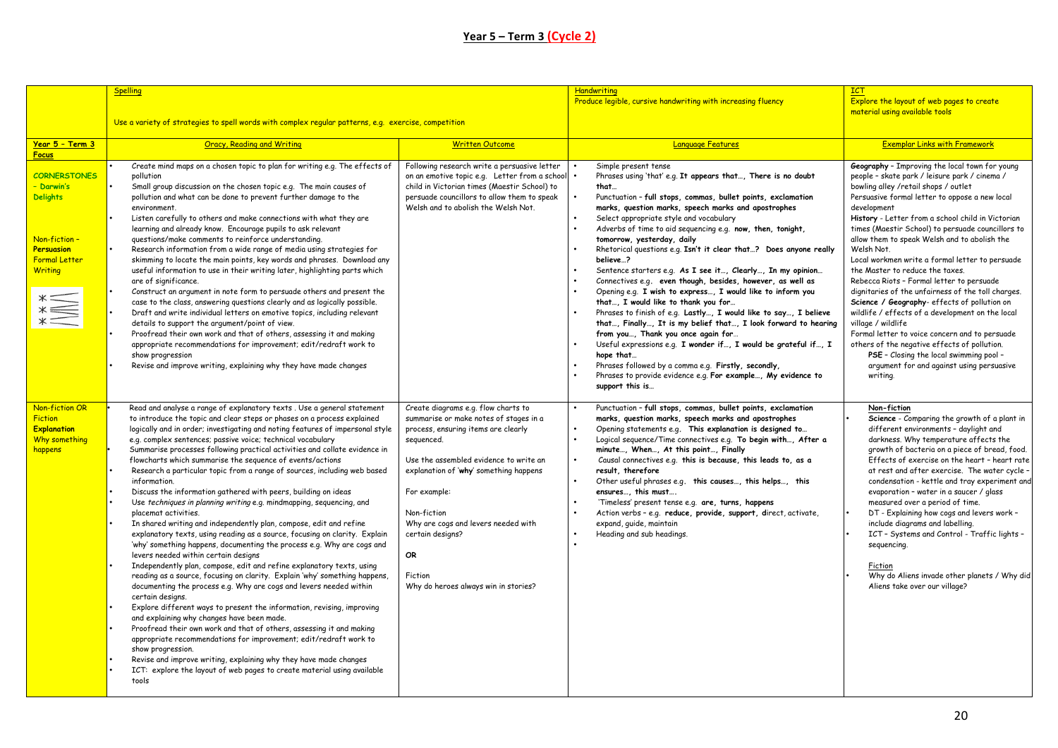# Year 5 – Term 3 (Cycle 2)

| | Spelling | | Handwriting | ICT |
|---|---|---|---|---|
| | Use a variety of strategies to spell words with complex regular patterns, e.g. exercise, competition | | Produce legible, cursive handwriting with increasing fluency | Explore the layout of web pages to create material using available tools |
| **Year 5 – Term 3 Focus** | **Oracy, Reading and Writing** | **Written Outcome** | **Language Features** | **Exemplar Links with Framework** |
| **CORNERSTONES – Darwin's Delights**<br><br>**Non-fiction – Persuasion Formal Letter Writing** | • Create mind maps on a chosen topic to plan for writing e.g. The effects of pollution<br>• Small group discussion on the chosen topic e.g. The main causes of pollution and what can be done to prevent further damage to the environment.<br>• Listen carefully to others and make connections with what they are learning and already know. Encourage pupils to ask relevant questions/make comments to reinforce understanding.<br>• Research information from a wide range of media using strategies for skimming to locate the main points, key words and phrases. Download any useful information to use in their writing later, highlighting parts which are of significance.<br>• Construct an argument in note form to persuade others and present the case to the class, answering questions clearly and as logically possible.<br>• Draft and write individual letters on emotive topics, including relevant details to support the argument/point of view.<br>• Proofread their own work and that of others, assessing it and making appropriate recommendations for improvement; edit/redraft work to show progression<br>• Revise and improve writing, explaining why they have made changes | Following research write a persuasive letter on an emotive topic e.g. Letter from a school child in Victorian times (Maestir School) to persuade councillors to allow them to speak Welsh and to abolish the Welsh Not. | • Simple present tense<br>• Phrases using 'that' e.g. **It appears that…, There is no doubt that…**<br>• Punctuation – **full stops, commas, bullet points, exclamation marks, question marks, speech marks and apostrophes**<br>• Select appropriate style and vocabulary<br>• Adverbs of time to aid sequencing e.g. **now, then, tonight, tomorrow, yesterday, daily**<br>• Rhetorical questions e.g. **Isn't it clear that…? Does anyone really believe…?**<br>• Sentence starters e.g. **As I see it…, Clearly…, In my opinion…**<br>• Connectives e.g. **even though, besides, however, as well as**<br>• Opening e.g. **I wish to express…, I would like to inform you that…, I would like to thank you for…**<br>• Phrases to finish of e.g. **Lastly…, I would like to say…, I believe that…, Finally…, It is my belief that…, I look forward to hearing from you…, Thank you once again for…**<br>• Useful expressions e.g. **I wonder if…, I would be grateful if…, I hope that…**<br>• Phrases followed by a comma e.g. **Firstly, secondly,**<br>• Phrases to provide evidence e.g. **For example…, My evidence to support this is…** | **Geography** – Improving the local town for young people – skate park / leisure park / cinema / bowling alley /retail shops / outlet<br>Persuasive formal letter to oppose a new local development<br>**History** - Letter from a school child in Victorian times (Maestir School) to persuade councillors to allow them to speak Welsh and to abolish the Welsh Not.<br>Local workmen write a formal letter to persuade the Master to reduce the taxes.<br>Rebecca Riots – Formal letter to persuade dignitaries of the unfairness of the toll charges.<br>**Science / Geography**- effects of pollution on wildlife / effects of a development on the local village / wildlife<br>Formal letter to voice concern and to persuade others of the negative effects of pollution.<br>**PSE** – Closing the local swimming pool – argument for and against using persuasive writing. |
| **Non-fiction OR Fiction Explanation Why something happens** | • Read and analyse a range of explanatory texts . Use a general statement to introduce the topic and clear steps or phases on a process explained logically and in order; investigating and noting features of impersonal style e.g. complex sentences; passive voice; technical vocabulary<br>• Summarise processes following practical activities and collate evidence in flowcharts which summarise the sequence of events/actions<br>• Research a particular topic from a range of sources, including web based information.<br>• Discuss the information gathered with peers, building on ideas<br>• Use *techniques in planning writing* e.g. mindmapping, sequencing, and placemat activities.<br>• In shared writing and independently plan, compose, edit and refine explanatory texts, using reading as a source, focusing on clarity. Explain 'why' something happens, documenting the process e.g. Why are cogs and levers needed within certain designs<br>• Independently plan, compose, edit and refine explanatory texts, using reading as a source, focusing on clarity. Explain 'why' something happens, documenting the process e.g. Why are cogs and levers needed within certain designs.<br>• Explore different ways to present the information, revising, improving and explaining why changes have been made.<br>• Proofread their own work and that of others, assessing it and making appropriate recommendations for improvement; edit/redraft work to show progression.<br>• Revise and improve writing, explaining why they have made changes<br>• ICT: explore the layout of web pages to create material using available tools | Create diagrams e.g. flow charts to summarise or make notes of stages in a process, ensuring items are clearly sequenced.<br><br>Use the assembled evidence to write an explanation of 'why' something happens<br><br>For example:<br><br>Non-fiction<br>Why are cogs and levers needed with certain designs?<br><br>**OR**<br><br>Fiction<br>Why do heroes always win in stories? | • Punctuation – **full stops, commas, bullet points, exclamation marks, question marks, speech marks and apostrophes**<br>• Opening statements e.g. **This explanation is designed to…**<br>• Logical sequence/Time connectives e.g. **To begin with…, After a minute…, When…, At this point…, Finally**<br>• Causal connectives e.g. **this is because, this leads to, as a result, therefore**<br>• Other useful phrases e.g. **this causes…, this helps…, this ensures…, this must…**.<br>• 'Timeless' present tense e.g. **are, turns, happens**<br>• Action verbs – e.g. **reduce, provide, support, d**irect, activate, expand, guide, maintain<br>• Heading and sub headings. | Non-fiction<br>• **Science** - Comparing the growth of a plant in different environments – daylight and darkness. Why temperature affects the growth of bacteria on a piece of bread, food. Effects of exercise on the heart – heart rate at rest and after exercise. The water cycle - condensation - kettle and tray experiment and evaporation – water in a saucer / glass measured over a period of time.<br>• DT - Explaining how cogs and levers work – include diagrams and labelling.<br>• ICT – Systems and Control - Traffic lights – sequencing.<br><br>Fiction<br>• Why do Aliens invade other planets / Why did Aliens take over our village? |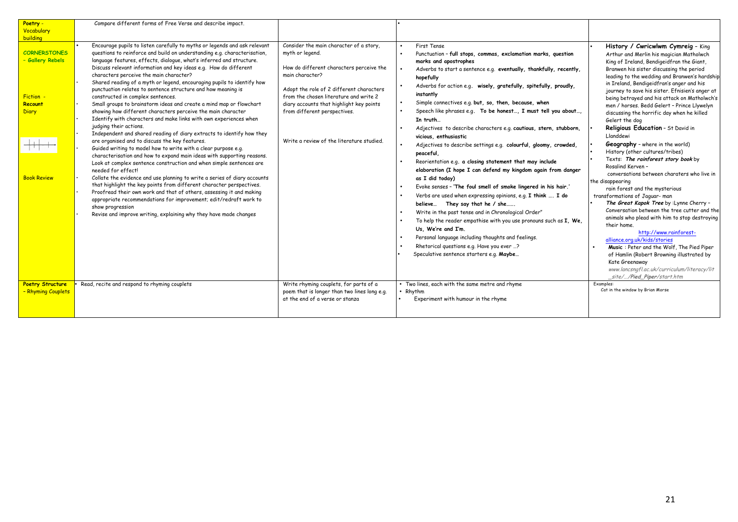| | | | | |
|---|---|---|---|---|
| **Poetry - Vocabulary building** | Compare different forms of Free Verse and describe impact. | | • | |
| **CORNERSTONES - Gallery Rebels**<br><br>Fiction - **Recount** Diary<br><br>Book Review | • Encourage pupils to listen carefully to myths or legends and ask relevant questions to reinforce and build on understanding e.g. characterisation, language features, effects, dialogue, what's inferred and structure. Discuss relevant information and key ideas e.g. How do different characters perceive the main character?<br>• Shared reading of a myth or legend, encouraging pupils to identify how punctuation relates to sentence structure and how meaning is constructed in complex sentences.<br>• Small groups to brainstorm ideas and create a mind map or flowchart showing how different characters perceive the main character<br>• Identify with characters and make links with own experiences when judging their actions.<br>• Independent and shared reading of diary extracts to identify how they are organised and to discuss the key features.<br>• Guided writing to model how to write with a clear purpose e.g. characterisation and how to expand main ideas with supporting reasons. Look at complex sentence construction and when simple sentences are needed for effect!<br>• Collate the evidence and use planning to write a series of diary accounts that highlight the key points from different character perspectives.<br>• Proofread their own work and that of others, assessing it and making appropriate recommendations for improvement; edit/redraft work to show progression<br>• Revise and improve writing, explaining why they have made changes | Consider the main character of a story, myth or legend.<br><br>How do different characters perceive the main character?<br><br>Adopt the role of 2 different characters from the chosen literature and write 2 diary accounts that highlight key points from different perspectives.<br><br>Write a review of the literature studied. | • First Tense<br>• Punctuation – **full stops, commas, exclamation marks, question marks and apostrophes**<br>• Adverbs to start a sentence e.g. **eventually, thankfully, recently, hopefully**<br>• Adverbs for action e.g. **wisely, gratefully, spitefully, proudly, instantly**<br>• Simple connectives e.g. **but, so, then, because, when**<br>• Speech like phrases e.g. **To be honest…, I must tell you about…, In truth…**<br>• Adjectives to describe characters e.g. **cautious, stern, stubborn, vicious, enthusiastic**<br>• Adjectives to describe settings e.g. **colourful, gloomy, crowded, peaceful,**<br>• Reorientation e.g. **a closing statement that may include elaboration (I hope I can defend my kingdom again from danger as I did today)**<br>• Evoke senses – **'The foul smell of smoke lingered in his hair.'**<br>• Verbs are used when expressing opinions, e.g. **I think …. I do believe… They say that he / she…….**<br>• Write in the past tense and in Chronological Order"<br>• To help the reader empathise with you use pronouns such as **I, We, Us, We're and I'm.**<br>• Personal language including thoughts and feelings.<br>• Rhetorical questions e.g. Have you ever …?<br>• Speculative sentence starters e.g. **Maybe…** | • **History / Cwricwlwm Cymreig** – King Arthur and Merlin his magician Matholwch King of Ireland, Bendigeidfran the Giant, Branwen his sister discussing the period leading to the wedding and Branwen's hardship in Ireland, Bendigeidfran's anger and his journey to save his sister. Efnisien's anger at being betrayed and his attack on Matholwch's men / horses. Bedd Gelert – Prince Llywelyn discussing the horrific day when he killed Gelert the dog<br>• **Religious Education** – St David in Llanddewi<br>• **Geography** – where in the world)<br>• History (other cultures/tribes)<br>• Texts: ***The rainforest story book*** by Rosalind Kerven – conversations between charaters who live in the disappearing rain forest and the mysterious transformations of Jaguar- man<br>• ***The Great Kapok Tree*** by :Lynne Cherry – Conversation between the tree cutter and the animals who plead with him to stop destroying their home.<br>http://www.rainforest-alliance.org.uk/kids/stories<br>• **Music** : Peter and the Wolf, The Pied Piper of Hamlin (Robert Browning illustrated by Kate Greenaway<br>*www.lancsngfl.ac.uk/curriculum/literacy/lit_site/…/Pied_Piper/start.htm* |
| **Poetry Structure - Rhyming Couplets** | • Read, recite and respond to rhyming couplets | Write rhyming couplets, for parts of a poem that is longer than two lines long e.g. at the end of a verse or stanza | • Two lines, each with the same metre and rhyme<br>• Rhythm<br>• Experiment with humour in the rhyme | Examples:<br>Cat in the window by Brian Morse |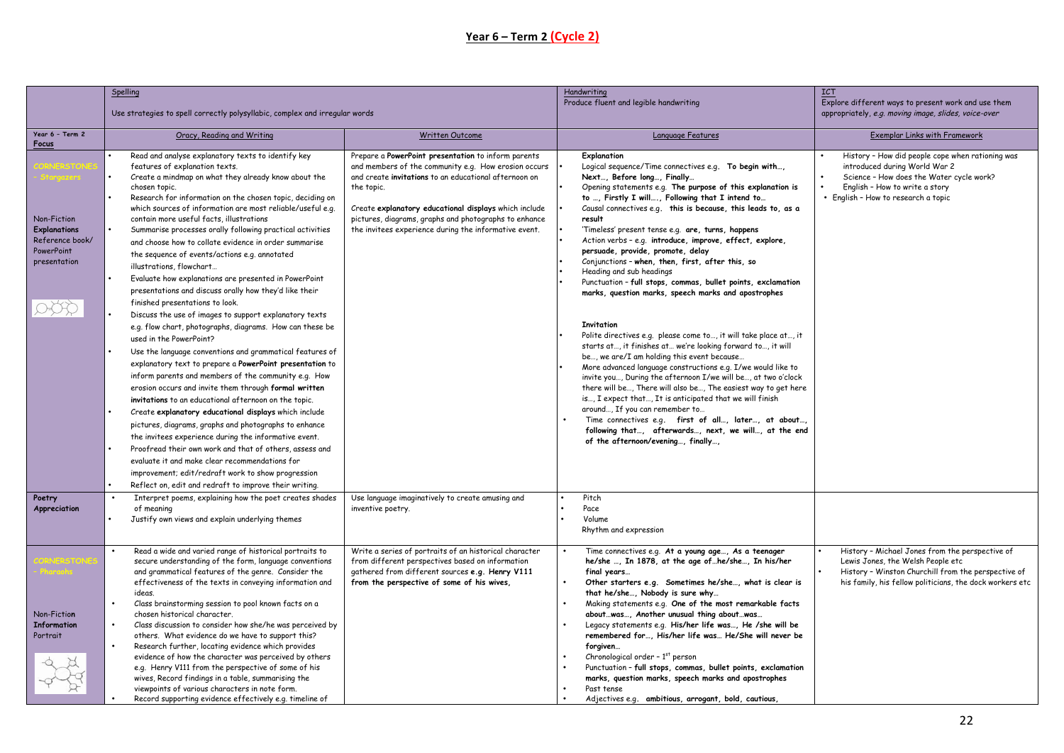## Year 6 – Term 2 (Cycle 2)

| | Spelling<br><br>Use strategies to spell correctly polysyllabic, complex and irregular words | | Handwriting<br>Produce fluent and legible handwriting | ICT<br>Explore different ways to present work and use them appropriately, e.g. moving image, slides, voice-over |
|---|---|---|---|---|
| **Year 6 – Term 2 Focus** | Oracy, Reading and Writing | Written Outcome | Language Features | Exemplar Links with Framework |
| CORNERSTONES – Stargazers<br><br>Non-Fiction<br>**Explanations**<br>Reference book/ PowerPoint presentation | • Read and analyse explanatory texts to identify key features of explanation texts.<br>• Create a mindmap on what they already know about the chosen topic.<br>• Research for information on the chosen topic, deciding on which sources of information are most reliable/useful e.g. contain more useful facts, illustrations<br>• Summarise processes orally following practical activities and choose how to collate evidence in order summarise the sequence of events/actions e.g. annotated illustrations, flowchart…<br>• Evaluate how explanations are presented in PowerPoint presentations and discuss orally how they'd like their finished presentations to look.<br>• Discuss the use of images to support explanatory texts e.g. flow chart, photographs, diagrams. How can these be used in the PowerPoint?<br>• Use the language conventions and grammatical features of explanatory text to prepare a **PowerPoint presentation** to inform parents and members of the community e.g. How erosion occurs and invite them through **formal written invitations** to an educational afternoon on the topic.<br>• Create **explanatory educational displays** which include pictures, diagrams, graphs and photographs to enhance the invitees experience during the informative event.<br>• Proofread their own work and that of others, assess and evaluate it and make clear recommendations for improvement; edit/redraft work to show progression<br>• Reflect on, edit and redraft to improve their writing. | Prepare a **PowerPoint presentation** to inform parents and members of the community e.g. How erosion occurs and create **invitations** to an educational afternoon on the topic.<br><br>Create **explanatory educational displays** which include pictures, diagrams, graphs and photographs to enhance the invitees experience during the informative event. | **Explanation**<br>• Logical sequence/Time connectives e.g. **To begin with…, Next…, Before long…, Finally…**<br>• Opening statements e.g. **The purpose of this explanation is to …, Firstly I will…., Following that I intend to…**<br>• Causal connectives e.g. **this is because, this leads to, as a result**<br>• 'Timeless' present tense e.g. **are, turns, happens**<br>• Action verbs – e.g. **introduce, improve, effect, explore, persuade, provide, promote, delay**<br>• Conjunctions – **when, then, first, after this, so**<br>• Heading and sub headings<br>• Punctuation – **full stops, commas, bullet points, exclamation marks, question marks, speech marks and apostrophes**<br><br>**Invitation**<br>• Polite directives e.g. please come to…, it will take place at…, it starts at…, it finishes at… we're looking forward to…, it will be…, we are/I am holding this event because…<br>• More advanced language constructions e.g. I/we would like to invite you…, During the afternoon I/we will be…, at two o'clock there will be…, There will also be…, The easiest way to get here is…, I expect that…, It is anticipated that we will finish around…, If you can remember to…<br>• Time connectives e.g. **first of all…, later…, at about…, following that…, afterwards…, next, we will…, at the end of the afternoon/evening…, finally…,** | • History – How did people cope when rationing was introduced during World War 2<br>• Science – How does the Water cycle work?<br>• English – How to write a story<br>• English – How to research a topic |
| **Poetry Appreciation** | • Interpret poems, explaining how the poet creates shades of meaning<br>• Justify own views and explain underlying themes | Use language imaginatively to create amusing and inventive poetry. | • Pitch<br>• Pace<br>• Volume<br>Rhythm and expression | |
| CORNERSTONES – Pharaohs<br><br>Non-Fiction<br>**Information**<br>Portrait | • Read a wide and varied range of historical portraits to secure understanding of the form, language conventions and grammatical features of the genre. Consider the effectiveness of the texts in conveying information and ideas.<br>• Class brainstorming session to pool known facts on a chosen historical character.<br>• Class discussion to consider how she/he was perceived by others. What evidence do we have to support this?<br>• Research further, locating evidence which provides evidence of how the character was perceived by others e.g. Henry V111 from the perspective of some of his wives, Record findings in a table, summarising the viewpoints of various characters in note form.<br>• Record supporting evidence effectively e.g. timeline of | Write a series of portraits of an historical character from different perspectives based on information gathered from different sources **e.g. Henry V111 from the perspective of some of his wives,** | • Time connectives e.g. **At a young age…, As a teenager he/she …, In 1878, at the age of…he/she…, In his/her final years…**<br>• **Other starters e.g. Sometimes he/she…, what is clear is that he/she…, Nobody is sure why…**<br>• Making statements e.g. **One of the most remarkable facts about…was…, Another unusual thing about…was…**<br>• Legacy statements e.g. **His/her life was…, He /she will be remembered for…, His/her life was… He/She will never be forgiven…**<br>• Chronological order – 1st person<br>• Punctuation – **full stops, commas, bullet points, exclamation marks, question marks, speech marks and apostrophes**<br>• Past tense<br>• Adjectives e.g. **ambitious, arrogant, bold, cautious,** | • History – Michael Jones from the perspective of Lewis Jones, the Welsh People etc<br>• History – Winston Churchill from the perspective of his family, his fellow politicians, the dock workers etc |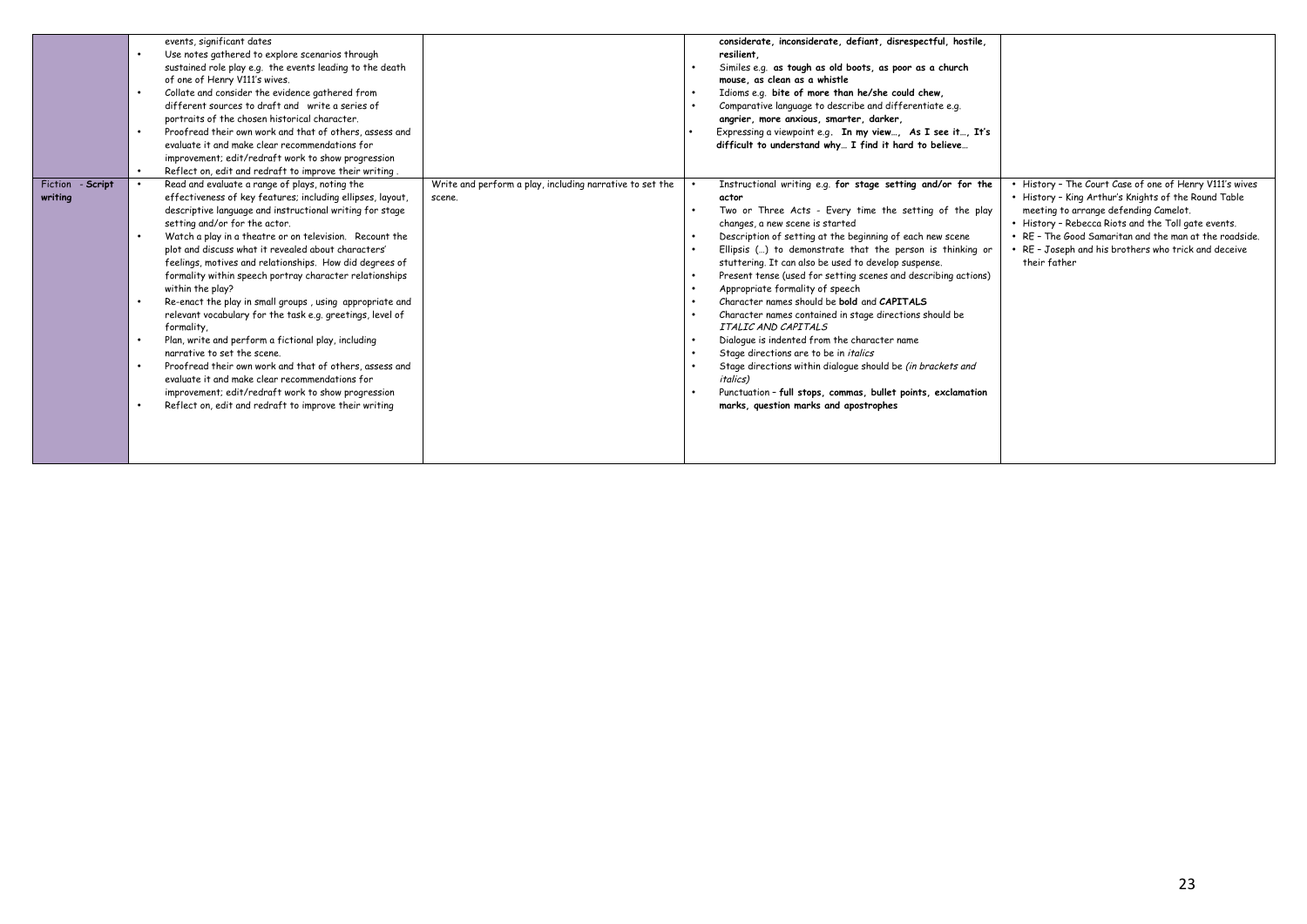| | | | | |
|---|---|---|---|---|
| | events, significant dates<br>• Use notes gathered to explore scenarios through sustained role play e.g. the events leading to the death of one of Henry V111's wives.<br>• Collate and consider the evidence gathered from different sources to draft and write a series of portraits of the chosen historical character.<br>• Proofread their own work and that of others, assess and evaluate it and make clear recommendations for improvement; edit/redraft work to show progression<br>• Reflect on, edit and redraft to improve their writing . | | **considerate, inconsiderate, defiant, disrespectful, hostile, resilient,**<br>• Similes e.g. **as tough as old boots, as poor as a church mouse, as clean as a whistle**<br>• Idioms e.g. **bite of more than he/she could chew,**<br>• Comparative language to describe and differentiate e.g. **angrier, more anxious, smarter, darker,**<br>• Expressing a viewpoint e.g. **In my view…, As I see it…, It's difficult to understand why… I find it hard to believe…** | |
| Fiction - **Script writing** | • Read and evaluate a range of plays, noting the effectiveness of key features; including ellipses, layout, descriptive language and instructional writing for stage setting and/or for the actor.<br>• Watch a play in a theatre or on television. Recount the plot and discuss what it revealed about characters' feelings, motives and relationships. How did degrees of formality within speech portray character relationships within the play?<br>• Re-enact the play in small groups , using appropriate and relevant vocabulary for the task e.g. greetings, level of formality,<br>• Plan, write and perform a fictional play, including narrative to set the scene.<br>• Proofread their own work and that of others, assess and evaluate it and make clear recommendations for improvement; edit/redraft work to show progression<br>• Reflect on, edit and redraft to improve their writing | Write and perform a play, including narrative to set the scene. | • Instructional writing e.g. **for stage setting and/or for the actor**<br>• Two or Three Acts - Every time the setting of the play changes, a new scene is started<br>• Description of setting at the beginning of each new scene<br>• Ellipsis (…) to demonstrate that the person is thinking or stuttering. It can also be used to develop suspense.<br>• Present tense (used for setting scenes and describing actions)<br>• Appropriate formality of speech<br>• Character names should be **bold** and **CAPITALS**<br>• Character names contained in stage directions should be *ITALIC AND CAPITALS*<br>• Dialogue is indented from the character name<br>• Stage directions are to be in *italics*<br>• Stage directions within dialogue should be *(in brackets and italics)*<br>• Punctuation – **full stops, commas, bullet points, exclamation marks, question marks and apostrophes** | • History – The Court Case of one of Henry V111's wives<br>• History – King Arthur's Knights of the Round Table meeting to arrange defending Camelot.<br>• History – Rebecca Riots and the Toll gate events.<br>• RE – The Good Samaritan and the man at the roadside.<br>• RE – Joseph and his brothers who trick and deceive their father |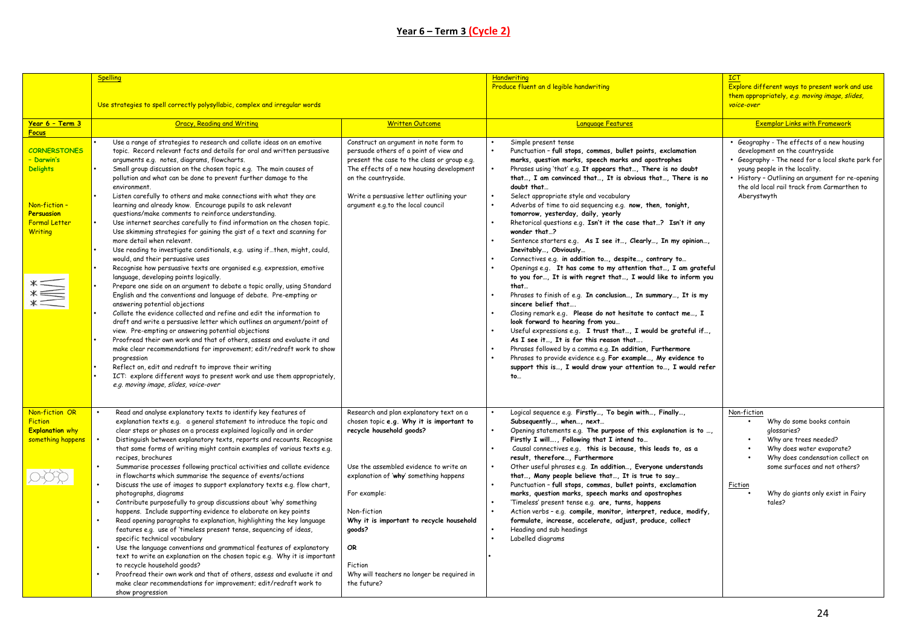## Year 6 – Term 3 (Cycle 2)

| | Spelling<br><br>Use strategies to spell correctly polysyllabic, complex and irregular words | | Handwriting<br>Produce fluent an d legible handwriting | ICT<br>Explore different ways to present work and use them appropriately, *e.g. moving image, slides, voice-over* |
|---|---|---|---|---|
| **Year 6 – Term 3 Focus** | Oracy, Reading and Writing | Written Outcome | Language Features | Exemplar Links with Framework |
| **CORNERSTONES – Darwin's Delights**<br><br>**Non-fiction – Persuasion Formal Letter Writing** | • Use a range of strategies to research and collate ideas on an emotive topic. Record relevant facts and details for oral and written persuasive arguments e.g. notes, diagrams, flowcharts.<br>• Small group discussion on the chosen topic e.g. The main causes of pollution and what can be done to prevent further damage to the environment.<br>• Listen carefully to others and make connections with what they are learning and already know. Encourage pupils to ask relevant questions/make comments to reinforce understanding.<br>• Use internet searches carefully to find information on the chosen topic. Use skimming strategies for gaining the gist of a text and scanning for more detail when relevant.<br>• Use reading to investigate conditionals, e.g. using if…then, might, could, would, and their persuasive uses<br>• Recognise how persuasive texts are organised e.g. expression, emotive language, developing points logically.<br>• Prepare one side on an argument to debate a topic orally, using Standard English and the conventions and language of debate. Pre-empting or answering potential objections<br>• Collate the evidence collected and refine and edit the information to draft and write a persuasive letter which outlines an argument/point of view. Pre-empting or answering potential objections<br>• Proofread their own work and that of others, assess and evaluate it and make clear recommendations for improvement; edit/redraft work to show progression<br>• Reflect on, edit and redraft to improve their writing<br>• ICT: explore different ways to present work and use them appropriately, *e.g. moving image, slides, voice-over* | Construct an argument in note form to persuade others of a point of view and present the case to the class or group e.g. The effects of a new housing development on the countryside.<br><br>Write a persuasive letter outlining your argument e.g.to the local council | • Simple present tense<br>• Punctuation – **full stops, commas, bullet points, exclamation marks, question marks, speech marks and apostrophes**<br>• Phrases using 'that' e.g. **It appears that…, There is no doubt that…, I am convinced that…, It is obvious that…, There is no doubt that…**<br>• Select appropriate style and vocabulary<br>• Adverbs of time to aid sequencing e.g. **now, then, tonight, tomorrow, yesterday, daily, yearly**<br>• Rhetorical questions e.g. **Isn't it the case that…? Isn't it any wonder that…?**<br>• Sentence starters e.g. **As I see it…, Clearly…, In my opinion…, Inevitably…, Obviously…**<br>• Connectives e.g. **in addition to…, despite…, contrary to…**<br>• Openings e.g. **It has come to my attention that…, I am grateful to you for…, It is with regret that…, I would like to inform you that…**<br>• Phrases to finish of e.g. **In conclusion…, In summary…, It is my sincere belief that….**<br>• Closing remark e.g. **Please do not hesitate to contact me…, I look forward to hearing from you…**<br>• Useful expressions e.g. **I trust that…, I would be grateful if…, As I see it…, It is for this reason that….**<br>• Phrases followed by a comma e.g. **In addition, Furthermore**<br>• Phrases to provide evidence e.g. **For example…, My evidence to support this is…, I would draw your attention to…, I would refer to…** | • Geography - The effects of a new housing development on the countryside<br>• Geography - The need for a local skate park for young people in the locality.<br>• History – Outlining an argument for re-opening the old local rail track from Carmarthen to Aberystwyth |
| **Non-fiction OR Fiction Explanation why something happens** | • Read and analyse explanatory texts to identify key features of explanation texts e.g. a general statement to introduce the topic and clear steps or phases on a process explained logically and in order<br>• Distinguish between explanatory texts, reports and recounts. Recognise that some forms of writing might contain examples of various texts e.g. recipes, brochures<br>• Summarise processes following practical activities and collate evidence in flowcharts which summarise the sequence of events/actions<br>• Discuss the use of images to support explanatory texts e.g. flow chart, photographs, diagrams<br>• Contribute purposefully to group discussions about 'why' something happens. Include supporting evidence to elaborate on key points<br>• Read opening paragraphs to explanation, highlighting the key language features e.g. use of 'timeless present tense, sequencing of ideas, specific technical vocabulary<br>• Use the language conventions and grammatical features of explanatory text to write an explanation on the chosen topic e.g. Why it is important to recycle household goods?<br>• Proofread their own work and that of others, assess and evaluate it and make clear recommendations for improvement; edit/redraft work to show progression | Research and plan explanatory text on a chosen topic **e.g. Why it is important to recycle household goods?**<br><br>Use the assembled evidence to write an explanation of '**why**' something happens<br><br>For example:<br><br>Non-fiction<br>**Why it is important to recycle household goods?**<br><br>**OR**<br><br>Fiction<br>Why will teachers no longer be required in the future? | • Logical sequence e.g. **Firstly…, To begin with…, Finally…, Subsequently…, when…, next…**<br>• Opening statements e.g. **The purpose of this explanation is to …, Firstly I will…., Following that I intend to…**<br>• Causal connectives e.g. **this is because, this leads to, as a result, therefore…, Furthermore**<br>• Other useful phrases e.g. **In addition…, Everyone understands that…, Many people believe that…, It is true to say…**<br>• Punctuation – **full stops, commas, bullet points, exclamation marks, question marks, speech marks and apostrophes**<br>• 'Timeless' present tense e.g. **are, turns, happens**<br>• Action verbs – e.g. **compile, monitor, interpret, reduce, modify, formulate, increase, accelerate, adjust, produce, collect**<br>• Heading and sub headings<br>• Labelled diagrams | Non-fiction<br>• Why do some books contain glossaries?<br>• Why are trees needed?<br>• Why does water evaporate?<br>• Why does condensation collect on some surfaces and not others?<br><br>Fiction<br>• Why do giants only exist in Fairy tales? |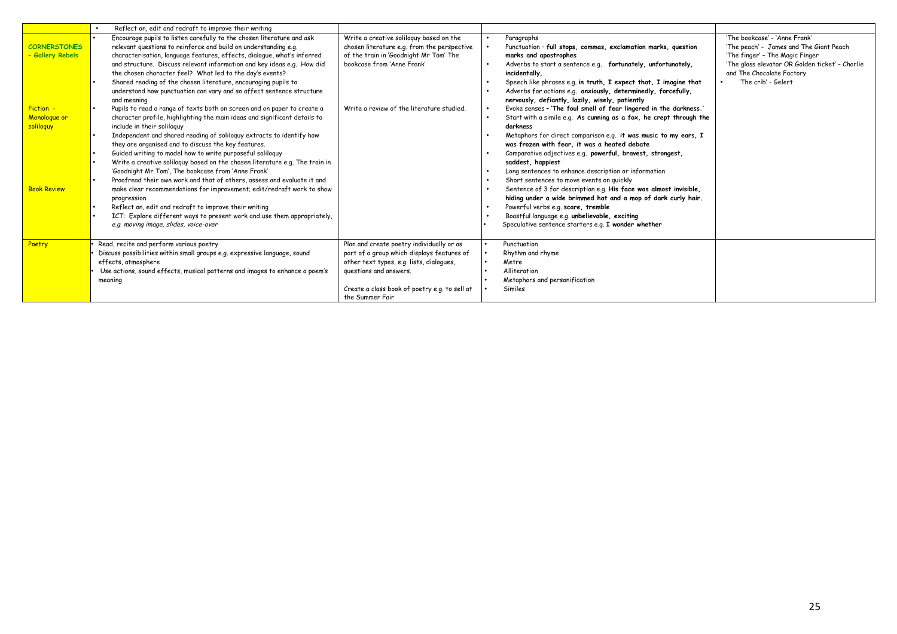| | | | | |
|---|---|---|---|---|
| | • Reflect on, edit and redraft to improve their writing | | | |
| **CORNERSTONES – Gallery Rebels**<br><br>Fiction - Monologue or soliloquy<br><br>Book Review | • Encourage pupils to listen carefully to the chosen literature and ask relevant questions to reinforce and build on understanding e.g. characterisation, language features, effects, dialogue, what's inferred and structure. Discuss relevant information and key ideas e.g. How did the chosen character feel? What led to the day's events?<br>• Shared reading of the chosen literature, encouraging pupils to understand how punctuation can vary and so affect sentence structure and meaning<br>• Pupils to read a range of texts both on screen and on paper to create a character profile, highlighting the main ideas and significant details to include in their soliloquy<br>• Independent and shared reading of soliloquy extracts to identify how they are organised and to discuss the key features.<br>• Guided writing to model how to write purposeful soliloquy<br>• Write a creative soliloquy based on the chosen literature e.g. The train in 'Goodnight Mr Tom', The bookcase from 'Anne Frank'<br>• Proofread their own work and that of others, assess and evaluate it and make clear recommendations for improvement; edit/redraft work to show progression<br>• Reflect on, edit and redraft to improve their writing<br>• ICT: Explore different ways to present work and use them appropriately, *e.g. moving image, slides, voice-over* | Write a creative soliloquy based on the chosen literature e.g. from the perspective of the train in 'Goodnight Mr Tom' The bookcase from 'Anne Frank'<br><br>Write a review of the literature studied. | • Paragraphs<br>• Punctuation – **full stops, commas, exclamation marks, question marks and apostrophes**<br>• Adverbs to start a sentence e.g. **fortunately, unfortunately, incidentally,**<br>• Speech like phrases e.g. **in truth, I expect that, I imagine that**<br>• Adverbs for actions e.g. **anxiously, determinedly, forcefully, nervously, defiantly, lazily, wisely, patiently**<br>• Evoke senses – **'The foul smell of fear lingered in the darkness.'**<br>• Start with a simile e.g. **As cunning as a fox, he crept through the darkness**<br>• Metaphors for direct comparison e.g. **it was music to my ears, I was frozen with fear, it was a heated debate**<br>• Comparative adjectives e.g. **powerful, bravest, strongest, saddest, happiest**<br>• Long sentences to enhance description or information<br>• Short sentences to move events on quickly<br>• Sentence of 3 for description e.g. **His face was almost invisible, hiding under a wide brimmed hat and a mop of dark curly hair.**<br>• Powerful verbs e.g. **scare, tremble**<br>• Boastful language e.g. **unbelievable, exciting**<br>• Speculative sentence starters e.g. **I wonder whether** | 'The bookcase' - 'Anne Frank'<br>'The peach' - James and The Giant Peach<br>'The finger' – The Magic Finger<br>'The glass elevator OR Golden ticket' – Charlie and The Chocolate Factory<br>• 'The crib' - Gelert |
| Poetry | • Read, recite and perform various poetry<br>• Discuss possibilities within small groups e.g. expressive language, sound effects, atmosphere<br>• Use actions, sound effects, musical patterns and images to enhance a poem's meaning | Plan and create poetry individually or as part of a group which displays features of other text types, e.g. lists, dialogues, questions and answers.<br><br>Create a class book of poetry e.g. to sell at the Summer Fair | • Punctuation<br>• Rhythm and rhyme<br>• Metre<br>• Alliteration<br>• Metaphors and personification<br>• Similes | |